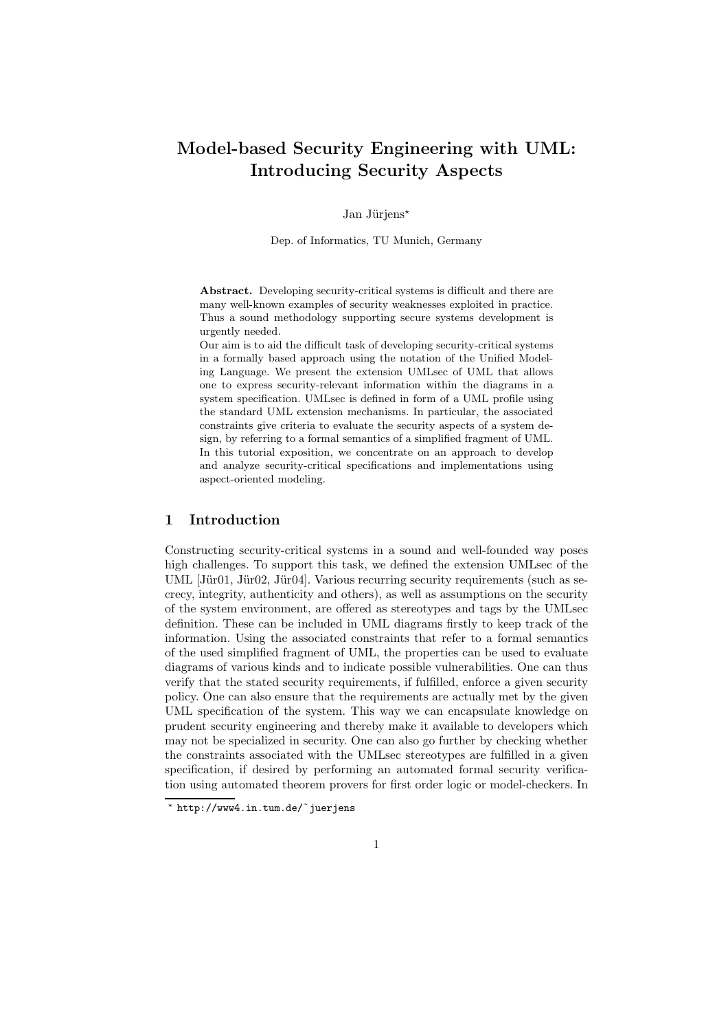# Model-based Security Engineering with UML: Introducing Security Aspects

Jan Jürjens*

Dep. of Informatics, TU Munich, Germany

**Abstract.** Developing security-critical systems is difficult and there are many well-known examples of security weaknesses exploited in practice. Thus a sound methodology supporting secure systems development is urgently needed.

Our aim is to aid the difficult task of developing security-critical systems in a formally based approach using the notation of the Unified Modeling Language. We present the extension UMLsec of UML that allows one to express security-relevant information within the diagrams in a system specification. UMLsec is defined in form of a UML profile using the standard UML extension mechanisms. In particular, the associated constraints give criteria to evaluate the security aspects of a system design, by referring to a formal semantics of a simplified fragment of UML. In this tutorial exposition, we concentrate on an approach to develop and analyze security-critical specifications and implementations using aspect-oriented modeling.

## 1 Introduction

Constructing security-critical systems in a sound and well-founded way poses high challenges. To support this task, we defined the extension UMLsec of the UML [Jür01, Jür02, Jür04]. Various recurring security requirements (such as secrecy, integrity, authenticity and others), as well as assumptions on the security of the system environment, are offered as stereotypes and tags by the UMLsec definition. These can be included in UML diagrams firstly to keep track of the information. Using the associated constraints that refer to a formal semantics of the used simplified fragment of UML, the properties can be used to evaluate diagrams of various kinds and to indicate possible vulnerabilities. One can thus verify that the stated security requirements, if fulfilled, enforce a given security policy. One can also ensure that the requirements are actually met by the given UML specification of the system. This way we can encapsulate knowledge on prudent security engineering and thereby make it available to developers which may not be specialized in security. One can also go further by checking whether the constraints associated with the UMLsec stereotypes are fulfilled in a given specification, if desired by performing an automated formal security verification using automated theorem provers for first order logic or model-checkers. In

* http://www4.in.tum.de/~juerjens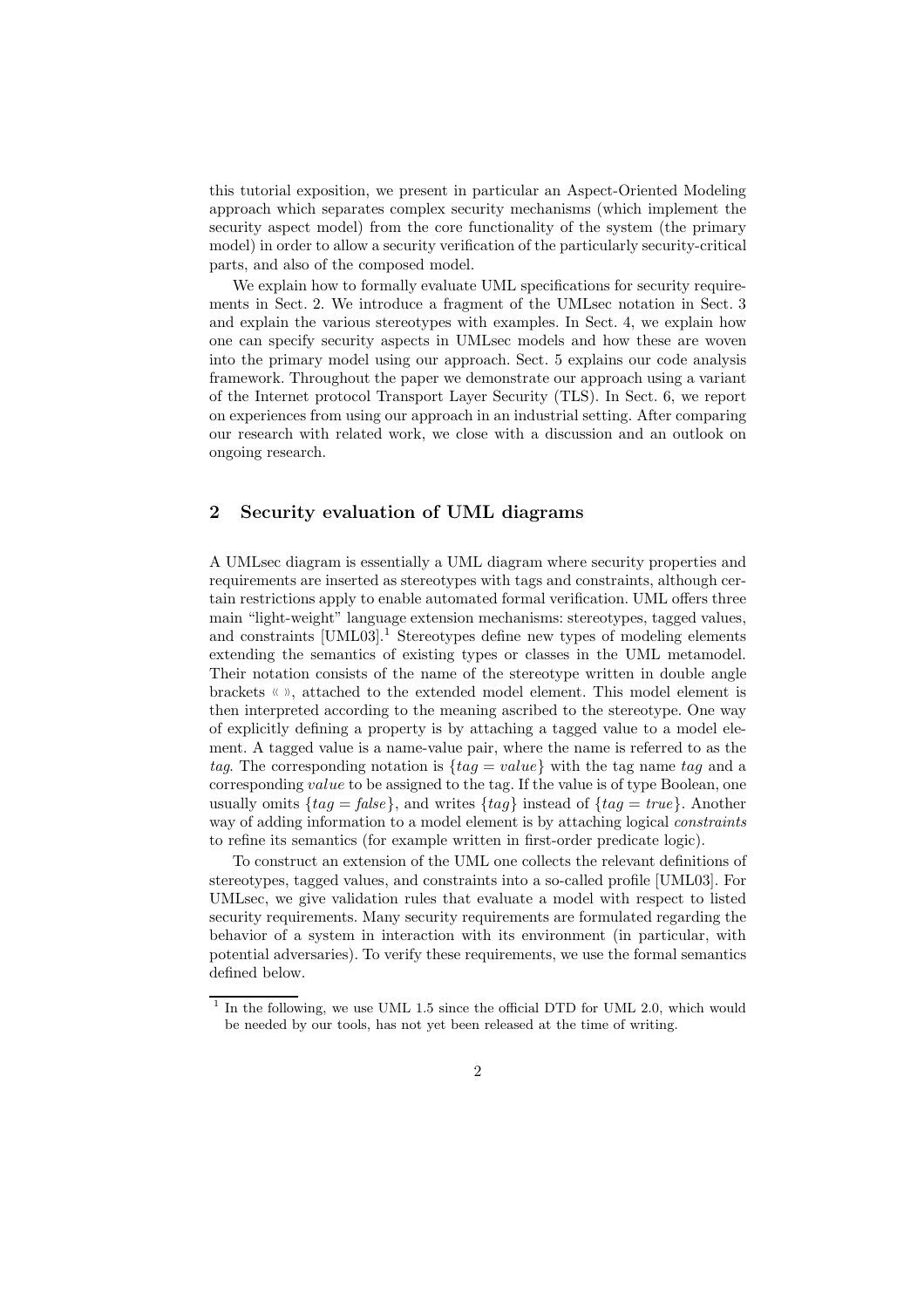this tutorial exposition, we present in particular an Aspect-Oriented Modeling approach which separates complex security mechanisms (which implement the security aspect model) from the core functionality of the system (the primary model) in order to allow a security verification of the particularly security-critical parts, and also of the composed model.

We explain how to formally evaluate UML specifications for security requirements in Sect. 2. We introduce a fragment of the UMLsec notation in Sect. 3 and explain the various stereotypes with examples. In Sect. 4, we explain how one can specify security aspects in UMLsec models and how these are woven into the primary model using our approach. Sect. 5 explains our code analysis framework. Throughout the paper we demonstrate our approach using a variant of the Internet protocol Transport Layer Security (TLS). In Sect. 6, we report on experiences from using our approach in an industrial setting. After comparing our research with related work, we close with a discussion and an outlook on ongoing research.

## 2 Security evaluation of UML diagrams

A UMLsec diagram is essentially a UML diagram where security properties and requirements are inserted as stereotypes with tags and constraints, although certain restrictions apply to enable automated formal verification. UML offers three main "light-weight" language extension mechanisms: stereotypes, tagged values, and constraints [UML03].[1] Stereotypes define new types of modeling elements extending the semantics of existing types or classes in the UML metamodel. Their notation consists of the name of the stereotype written in double angle brackets « », attached to the extended model element. This model element is then interpreted according to the meaning ascribed to the stereotype. One way of explicitly defining a property is by attaching a tagged value to a model element. A tagged value is a name-value pair, where the name is referred to as the *tag*. The corresponding notation is $\{tag = value\}$ with the tag name *tag* and a corresponding *value* to be assigned to the tag. If the value is of type Boolean, one usually omits $\{tag = \mathit{false}\}$, and writes $\{tag\}$ instead of $\{tag = \mathit{true}\}$. Another way of adding information to a model element is by attaching logical *constraints* to refine its semantics (for example written in first-order predicate logic).

To construct an extension of the UML one collects the relevant definitions of stereotypes, tagged values, and constraints into a so-called profile [UML03]. For UMLsec, we give validation rules that evaluate a model with respect to listed security requirements. Many security requirements are formulated regarding the behavior of a system in interaction with its environment (in particular, with potential adversaries). To verify these requirements, we use the formal semantics defined below.

[1] In the following, we use UML 1.5 since the official DTD for UML 2.0, which would be needed by our tools, has not yet been released at the time of writing.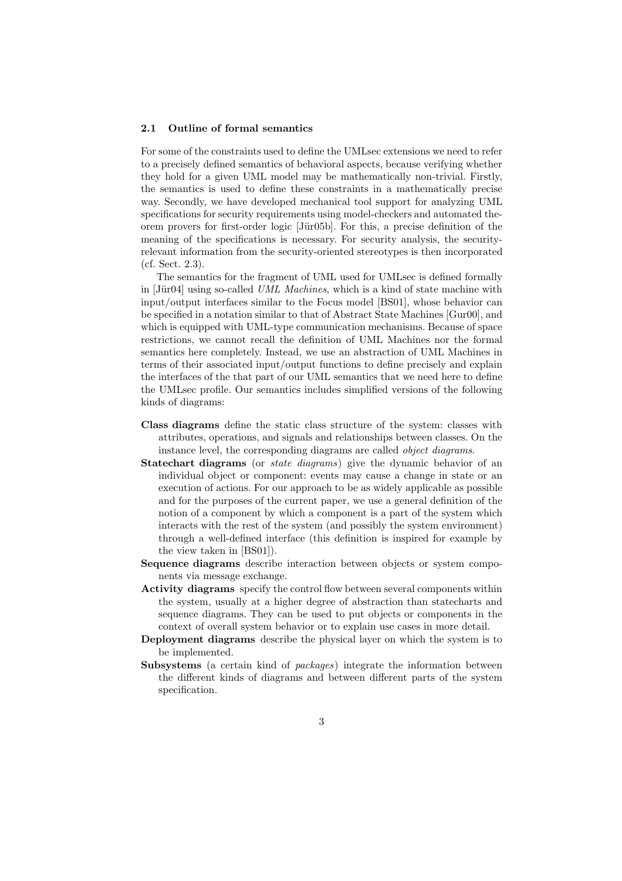### 2.1 Outline of formal semantics

For some of the constraints used to define the UMLsec extensions we need to refer to a precisely defined semantics of behavioral aspects, because verifying whether they hold for a given UML model may be mathematically non-trivial. Firstly, the semantics is used to define these constraints in a mathematically precise way. Secondly, we have developed mechanical tool support for analyzing UML specifications for security requirements using model-checkers and automated theorem provers for first-order logic [Jür05b]. For this, a precise definition of the meaning of the specifications is necessary. For security analysis, the security-relevant information from the security-oriented stereotypes is then incorporated (cf. Sect. 2.3).

The semantics for the fragment of UML used for UMLsec is defined formally in [Jür04] using so-called *UML Machines*, which is a kind of state machine with input/output interfaces similar to the Focus model [BS01], whose behavior can be specified in a notation similar to that of Abstract State Machines [Gur00], and which is equipped with UML-type communication mechanisms. Because of space restrictions, we cannot recall the definition of UML Machines nor the formal semantics here completely. Instead, we use an abstraction of UML Machines in terms of their associated input/output functions to define precisely and explain the interfaces of the that part of our UML semantics that we need here to define the UMLsec profile. Our semantics includes simplified versions of the following kinds of diagrams:

**Class diagrams** define the static class structure of the system: classes with attributes, operations, and signals and relationships between classes. On the instance level, the corresponding diagrams are called *object diagrams*.

**Statechart diagrams** (or *state diagrams*) give the dynamic behavior of an individual object or component: events may cause a change in state or an execution of actions. For our approach to be as widely applicable as possible and for the purposes of the current paper, we use a general definition of the notion of a component by which a component is a part of the system which interacts with the rest of the system (and possibly the system environment) through a well-defined interface (this definition is inspired for example by the view taken in [BS01]).

**Sequence diagrams** describe interaction between objects or system components via message exchange.

**Activity diagrams** specify the control flow between several components within the system, usually at a higher degree of abstraction than statecharts and sequence diagrams. They can be used to put objects or components in the context of overall system behavior or to explain use cases in more detail.

**Deployment diagrams** describe the physical layer on which the system is to be implemented.

**Subsystems** (a certain kind of *packages*) integrate the information between the different kinds of diagrams and between different parts of the system specification.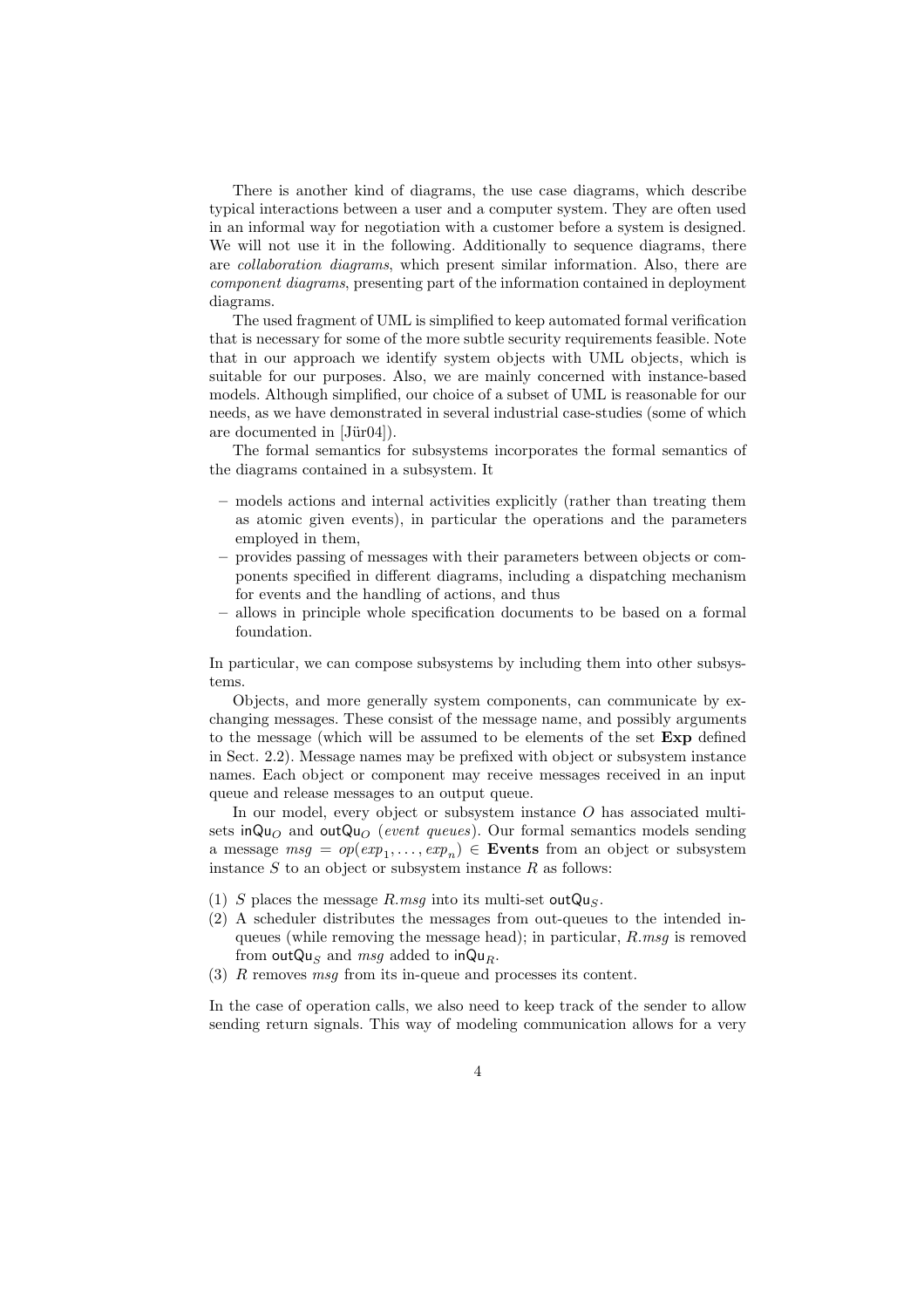There is another kind of diagrams, the use case diagrams, which describe typical interactions between a user and a computer system. They are often used in an informal way for negotiation with a customer before a system is designed. We will not use it in the following. Additionally to sequence diagrams, there are *collaboration diagrams*, which present similar information. Also, there are *component diagrams*, presenting part of the information contained in deployment diagrams.

The used fragment of UML is simplified to keep automated formal verification that is necessary for some of the more subtle security requirements feasible. Note that in our approach we identify system objects with UML objects, which is suitable for our purposes. Also, we are mainly concerned with instance-based models. Although simplified, our choice of a subset of UML is reasonable for our needs, as we have demonstrated in several industrial case-studies (some of which are documented in [Jür04]).

The formal semantics for subsystems incorporates the formal semantics of the diagrams contained in a subsystem. It

- models actions and internal activities explicitly (rather than treating them as atomic given events), in particular the operations and the parameters employed in them,
- provides passing of messages with their parameters between objects or components specified in different diagrams, including a dispatching mechanism for events and the handling of actions, and thus
- allows in principle whole specification documents to be based on a formal foundation.

In particular, we can compose subsystems by including them into other subsystems.

Objects, and more generally system components, can communicate by exchanging messages. These consist of the message name, and possibly arguments to the message (which will be assumed to be elements of the set **Exp** defined in Sect. 2.2). Message names may be prefixed with object or subsystem instance names. Each object or component may receive messages received in an input queue and release messages to an output queue.

In our model, every object or subsystem instance $O$ has associated multisets $\mathsf{inQu}_O$ and $\mathsf{outQu}_O$ (*event queues*). Our formal semantics models sending a message $msg = op(exp_1, \ldots, exp_n) \in \mathbf{Events}$ from an object or subsystem instance $S$ to an object or subsystem instance $R$ as follows:

(1) $S$ places the message $R.msg$ into its multi-set $\mathsf{outQu}_S$.
(2) A scheduler distributes the messages from out-queues to the intended in-queues (while removing the message head); in particular, $R.msg$ is removed from $\mathsf{outQu}_S$ and $msg$ added to $\mathsf{inQu}_R$.
(3) $R$ removes $msg$ from its in-queue and processes its content.

In the case of operation calls, we also need to keep track of the sender to allow sending return signals. This way of modeling communication allows for a very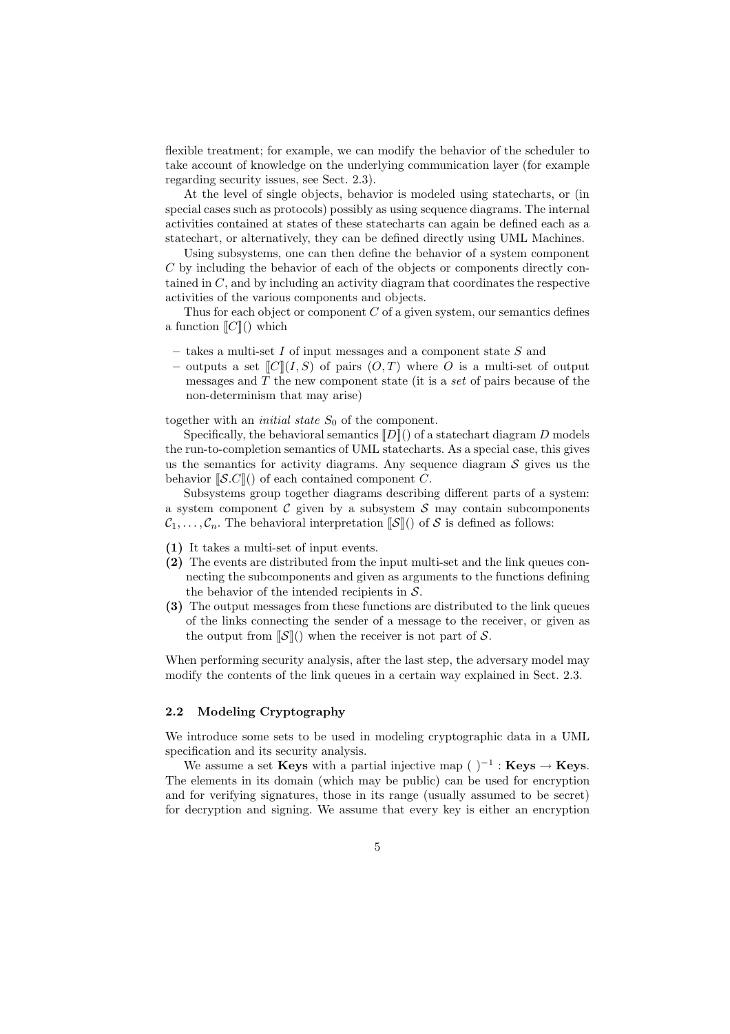flexible treatment; for example, we can modify the behavior of the scheduler to take account of knowledge on the underlying communication layer (for example regarding security issues, see Sect. 2.3).

At the level of single objects, behavior is modeled using statecharts, or (in special cases such as protocols) possibly as using sequence diagrams. The internal activities contained at states of these statecharts can again be defined each as a statechart, or alternatively, they can be defined directly using UML Machines.

Using subsystems, one can then define the behavior of a system component $C$ by including the behavior of each of the objects or components directly contained in $C$, and by including an activity diagram that coordinates the respective activities of the various components and objects.

Thus for each object or component $C$ of a given system, our semantics defines a function $[\![C]\!]()$ which

- takes a multi-set $I$ of input messages and a component state $S$ and
- outputs a set $[\![C]\!](I, S)$ of pairs $(O, T)$ where $O$ is a multi-set of output messages and $T$ the new component state (it is a *set* of pairs because of the non-determinism that may arise)

together with an *initial state* $S_0$ of the component.

Specifically, the behavioral semantics $[\![D]\!]()$ of a statechart diagram $D$ models the run-to-completion semantics of UML statecharts. As a special case, this gives us the semantics for activity diagrams. Any sequence diagram $\mathcal{S}$ gives us the behavior $[\![\mathcal{S}.C]\!]()$ of each contained component $C$.

Subsystems group together diagrams describing different parts of a system: a system component $\mathcal{C}$ given by a subsystem $\mathcal{S}$ may contain subcomponents $\mathcal{C}_1, \ldots, \mathcal{C}_n$. The behavioral interpretation $[\![\mathcal{S}]\!]()$ of $\mathcal{S}$ is defined as follows:

**(1)** It takes a multi-set of input events.

**(2)** The events are distributed from the input multi-set and the link queues connecting the subcomponents and given as arguments to the functions defining the behavior of the intended recipients in $\mathcal{S}$.

**(3)** The output messages from these functions are distributed to the link queues of the links connecting the sender of a message to the receiver, or given as the output from $[\![\mathcal{S}]\!]()$ when the receiver is not part of $\mathcal{S}$.

When performing security analysis, after the last step, the adversary model may modify the contents of the link queues in a certain way explained in Sect. 2.3.

### 2.2 Modeling Cryptography

We introduce some sets to be used in modeling cryptographic data in a UML specification and its security analysis.

We assume a set **Keys** with a partial injective map $(\ )^{-1} : \mathbf{Keys} \rightarrow \mathbf{Keys}$. The elements in its domain (which may be public) can be used for encryption and for verifying signatures, those in its range (usually assumed to be secret) for decryption and signing. We assume that every key is either an encryption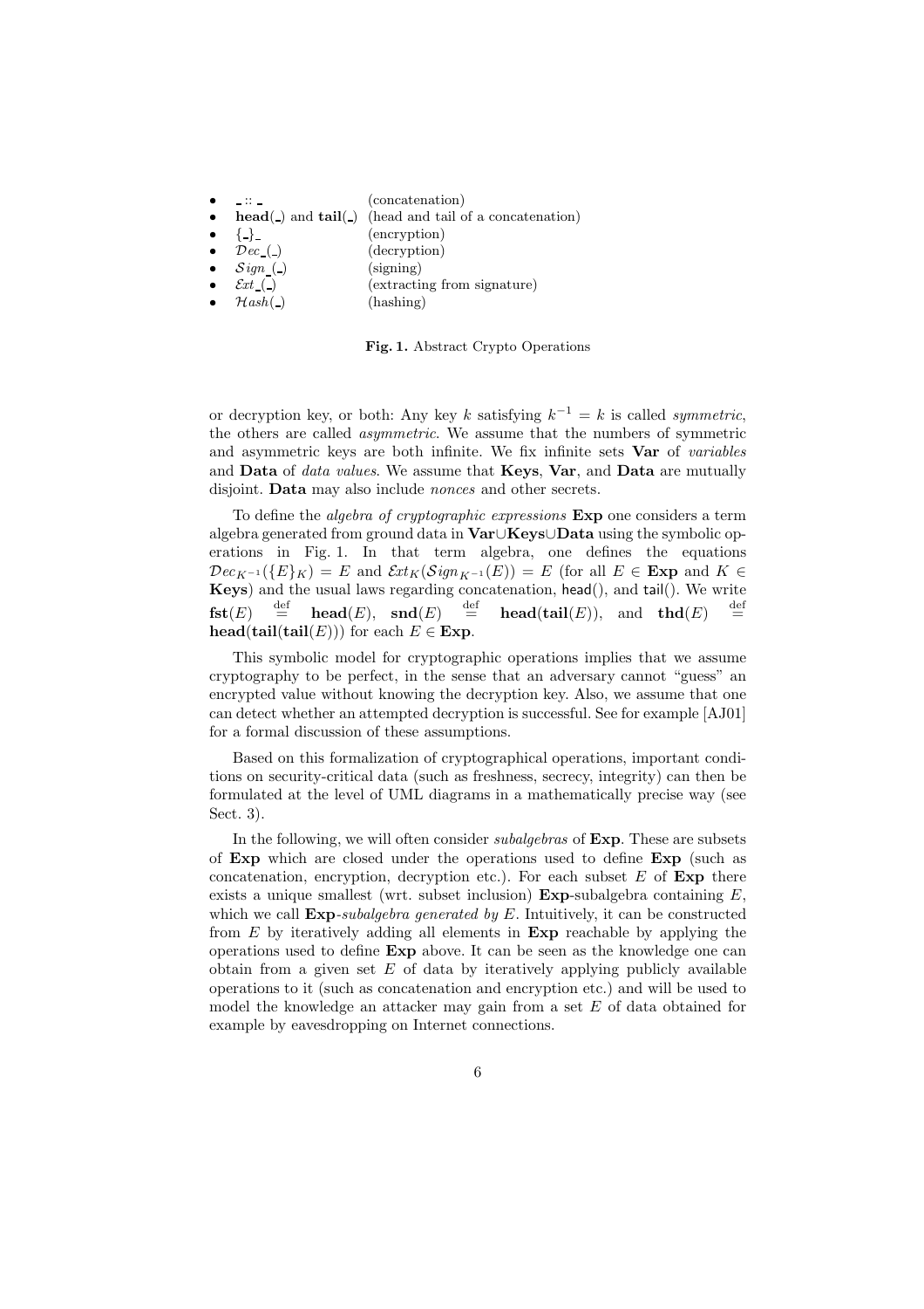- $\_ :: \_$ (concatenation)
- $\mathbf{head}(\_)$ and $\mathbf{tail}(\_)$ (head and tail of a concatenation)
- $\{\_\}_\_$ (encryption)
- $\mathcal{D}ec_\_(\_)$ (decryption)
- $\mathcal{S}ign_\_(\_)$ (signing)
- $\mathcal{E}xt_\_(\_)$ (extracting from signature)
- $\mathcal{H}ash(\_)$ (hashing)

**Fig. 1.** Abstract Crypto Operations

or decryption key, or both: Any key $k$ satisfying $k^{-1} = k$ is called *symmetric*, the others are called *asymmetric*. We assume that the numbers of symmetric and asymmetric keys are both infinite. We fix infinite sets **Var** of *variables* and **Data** of *data values*. We assume that **Keys**, **Var**, and **Data** are mutually disjoint. **Data** may also include *nonces* and other secrets.

To define the *algebra of cryptographic expressions* **Exp** one considers a term algebra generated from ground data in **Var**∪**Keys**∪**Data** using the symbolic operations in Fig. 1. In that term algebra, one defines the equations $\mathcal{D}ec_{K^{-1}}(\{E\}_K) = E$ and $\mathcal{E}xt_K(\mathcal{S}ign_{K^{-1}}(E)) = E$ (for all $E \in$ **Exp** and $K \in$ **Keys**) and the usual laws regarding concatenation, head(), and tail(). We write $\mathbf{fst}(E) \stackrel{\text{def}}{=} \mathbf{head}(E)$, $\mathbf{snd}(E) \stackrel{\text{def}}{=} \mathbf{head}(\mathbf{tail}(E))$, and $\mathbf{thd}(E) \stackrel{\text{def}}{=} \mathbf{head}(\mathbf{tail}(\mathbf{tail}(E)))$ for each $E \in$ **Exp**.

This symbolic model for cryptographic operations implies that we assume cryptography to be perfect, in the sense that an adversary cannot "guess" an encrypted value without knowing the decryption key. Also, we assume that one can detect whether an attempted decryption is successful. See for example [AJ01] for a formal discussion of these assumptions.

Based on this formalization of cryptographical operations, important conditions on security-critical data (such as freshness, secrecy, integrity) can then be formulated at the level of UML diagrams in a mathematically precise way (see Sect. 3).

In the following, we will often consider *subalgebras* of **Exp**. These are subsets of **Exp** which are closed under the operations used to define **Exp** (such as concatenation, encryption, decryption etc.). For each subset $E$ of **Exp** there exists a unique smallest (wrt. subset inclusion) **Exp**-subalgebra containing $E$, which we call **Exp**-*subalgebra generated by* $E$. Intuitively, it can be constructed from $E$ by iteratively adding all elements in **Exp** reachable by applying the operations used to define **Exp** above. It can be seen as the knowledge one can obtain from a given set $E$ of data by iteratively applying publicly available operations to it (such as concatenation and encryption etc.) and will be used to model the knowledge an attacker may gain from a set $E$ of data obtained for example by eavesdropping on Internet connections.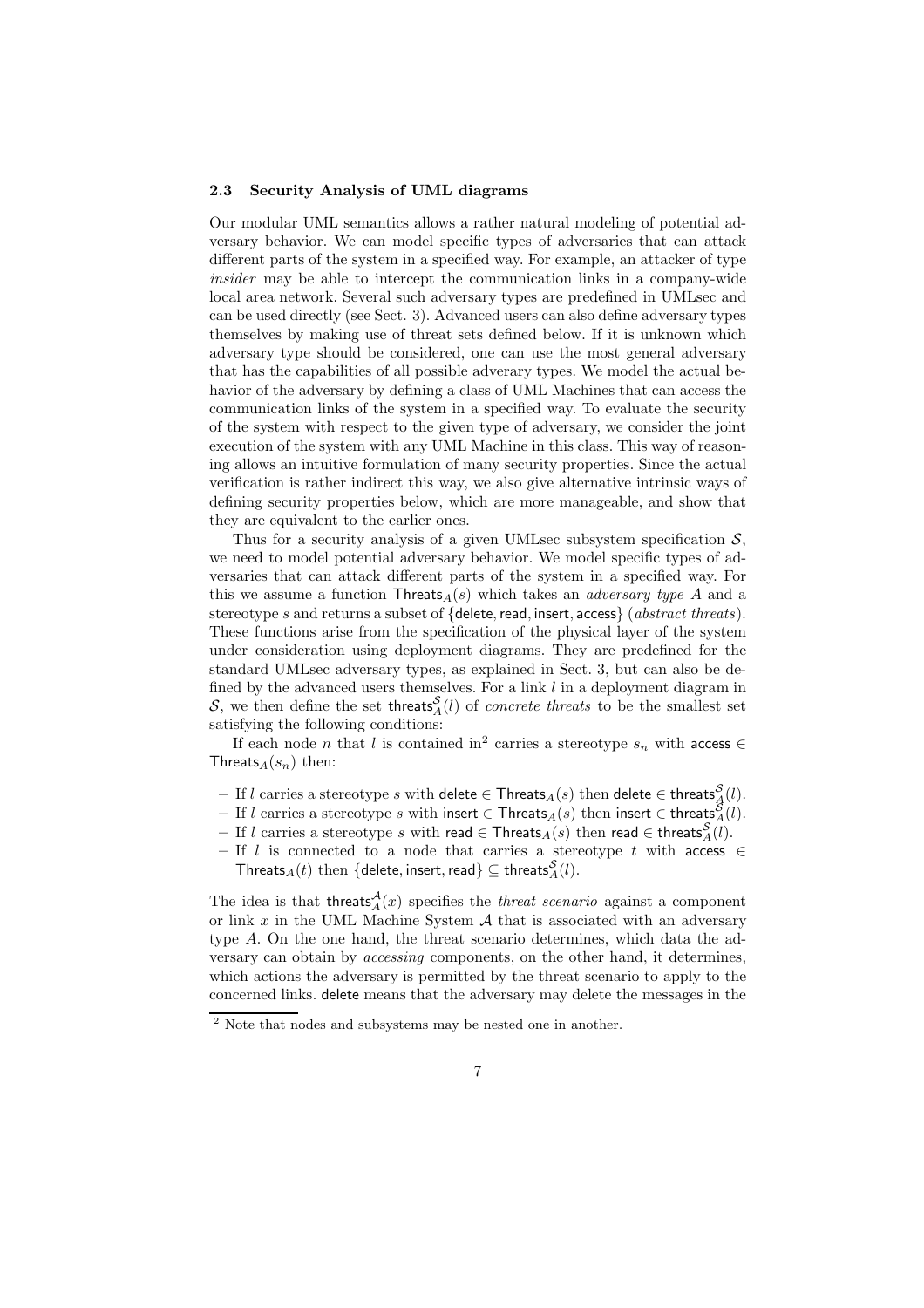### 2.3 Security Analysis of UML diagrams

Our modular UML semantics allows a rather natural modeling of potential adversary behavior. We can model specific types of adversaries that can attack different parts of the system in a specified way. For example, an attacker of type *insider* may be able to intercept the communication links in a company-wide local area network. Several such adversary types are predefined in UMLsec and can be used directly (see Sect. 3). Advanced users can also define adversary types themselves by making use of threat sets defined below. If it is unknown which adversary type should be considered, one can use the most general adversary that has the capabilities of all possible adverary types. We model the actual behavior of the adversary by defining a class of UML Machines that can access the communication links of the system in a specified way. To evaluate the security of the system with respect to the given type of adversary, we consider the joint execution of the system with any UML Machine in this class. This way of reasoning allows an intuitive formulation of many security properties. Since the actual verification is rather indirect this way, we also give alternative intrinsic ways of defining security properties below, which are more manageable, and show that they are equivalent to the earlier ones.

Thus for a security analysis of a given UMLsec subsystem specification $\mathcal{S}$, we need to model potential adversary behavior. We model specific types of adversaries that can attack different parts of the system in a specified way. For this we assume a function $\mathsf{Threats}_A(s)$ which takes an *adversary type* $A$ and a stereotype $s$ and returns a subset of $\{\mathsf{delete}, \mathsf{read}, \mathsf{insert}, \mathsf{access}\}$ (*abstract threats*). These functions arise from the specification of the physical layer of the system under consideration using deployment diagrams. They are predefined for the standard UMLsec adversary types, as explained in Sect. 3, but can also be defined by the advanced users themselves. For a link $l$ in a deployment diagram in $\mathcal{S}$, we then define the set $\mathsf{threats}_A^{\mathcal{S}}(l)$ of *concrete threats* to be the smallest set satisfying the following conditions:

If each node $n$ that $l$ is contained in[2] carries a stereotype $s_n$ with $\mathsf{access} \in \mathsf{Threats}_A(s_n)$ then:

- If $l$ carries a stereotype $s$ with $\mathsf{delete} \in \mathsf{Threats}_A(s)$ then $\mathsf{delete} \in \mathsf{threats}_A^{\mathcal{S}}(l)$.
- If $l$ carries a stereotype $s$ with $\mathsf{insert} \in \mathsf{Threats}_A(s)$ then $\mathsf{insert} \in \mathsf{threats}_A^{\mathcal{S}}(l)$.
- If $l$ carries a stereotype $s$ with $\mathsf{read} \in \mathsf{Threats}_A(s)$ then $\mathsf{read} \in \mathsf{threats}_A^{\mathcal{S}}(l)$.
- If $l$ is connected to a node that carries a stereotype $t$ with $\mathsf{access} \in \mathsf{Threats}_A(t)$ then $\{\mathsf{delete}, \mathsf{insert}, \mathsf{read}\} \subseteq \mathsf{threats}_A^{\mathcal{S}}(l)$.

The idea is that $\mathsf{threats}_A^{\mathcal{A}}(x)$ specifies the *threat scenario* against a component or link $x$ in the UML Machine System $\mathcal{A}$ that is associated with an adversary type $A$. On the one hand, the threat scenario determines, which data the adversary can obtain by *accessing* components, on the other hand, it determines, which actions the adversary is permitted by the threat scenario to apply to the concerned links. delete means that the adversary may delete the messages in the

[2] Note that nodes and subsystems may be nested one in another.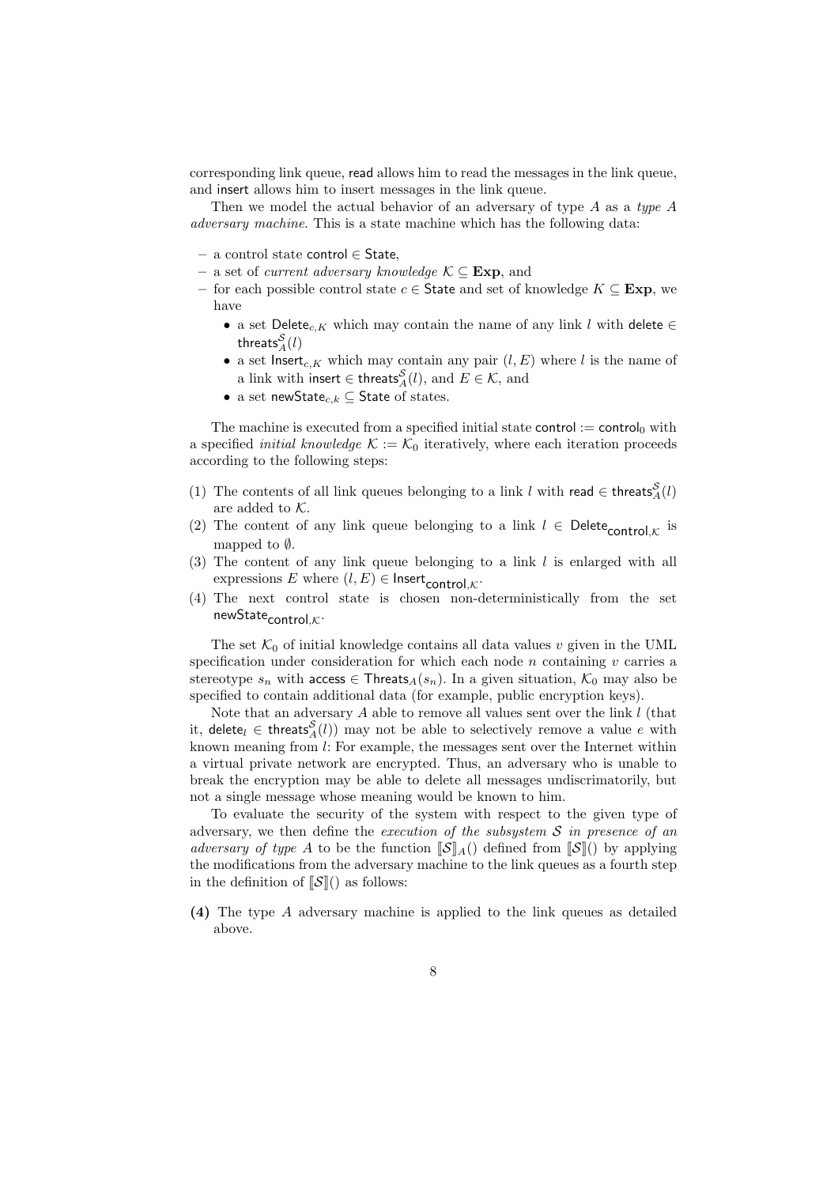corresponding link queue, read allows him to read the messages in the link queue, and insert allows him to insert messages in the link queue.

Then we model the actual behavior of an adversary of type $A$ as a *type A adversary machine*. This is a state machine which has the following data:

- a control state $\mathsf{control} \in \mathsf{State}$,
- a set of *current adversary knowledge* $\mathcal{K} \subseteq \mathbf{Exp}$, and
- for each possible control state $c \in \mathsf{State}$ and set of knowledge $K \subseteq \mathbf{Exp}$, we have
  - a set $\mathsf{Delete}_{c,K}$ which may contain the name of any link $l$ with $\mathsf{delete} \in \mathsf{threats}_A^{\mathcal{S}}(l)$
  - a set $\mathsf{Insert}_{c,K}$ which may contain any pair $(l, E)$ where $l$ is the name of a link with $\mathsf{insert} \in \mathsf{threats}_A^{\mathcal{S}}(l)$, and $E \in \mathcal{K}$, and
  - a set $\mathsf{newState}_{c,k} \subseteq \mathsf{State}$ of states.

The machine is executed from a specified initial state $\mathsf{control} := \mathsf{control}_0$ with a specified *initial knowledge* $\mathcal{K} := \mathcal{K}_0$ iteratively, where each iteration proceeds according to the following steps:

(1) The contents of all link queues belonging to a link $l$ with $\mathsf{read} \in \mathsf{threats}_A^{\mathcal{S}}(l)$ are added to $\mathcal{K}$.
(2) The content of any link queue belonging to a link $l \in \mathsf{Delete}_{\mathsf{control},\mathcal{K}}$ is mapped to $\emptyset$.
(3) The content of any link queue belonging to a link $l$ is enlarged with all expressions $E$ where $(l, E) \in \mathsf{Insert}_{\mathsf{control},\mathcal{K}}$.
(4) The next control state is chosen non-deterministically from the set $\mathsf{newState}_{\mathsf{control},\mathcal{K}}$.

The set $\mathcal{K}_0$ of initial knowledge contains all data values $v$ given in the UML specification under consideration for which each node $n$ containing $v$ carries a stereotype $s_n$ with $\mathsf{access} \in \mathsf{Threats}_A(s_n)$. In a given situation, $\mathcal{K}_0$ may also be specified to contain additional data (for example, public encryption keys).

Note that an adversary $A$ able to remove all values sent over the link $l$ (that it, $\mathsf{delete}_l \in \mathsf{threats}_A^{\mathcal{S}}(l)$) may not be able to selectively remove a value $e$ with known meaning from $l$: For example, the messages sent over the Internet within a virtual private network are encrypted. Thus, an adversary who is unable to break the encryption may be able to delete all messages undiscrimatorily, but not a single message whose meaning would be known to him.

To evaluate the security of the system with respect to the given type of adversary, we then define the *execution of the subsystem $\mathcal{S}$ in presence of an adversary of type $A$* to be the function $[\![\mathcal{S}]\!]_A()$ defined from $[\![\mathcal{S}]\!]()$ by applying the modifications from the adversary machine to the link queues as a fourth step in the definition of $[\![\mathcal{S}]\!]()$ as follows:

**(4)** The type $A$ adversary machine is applied to the link queues as detailed above.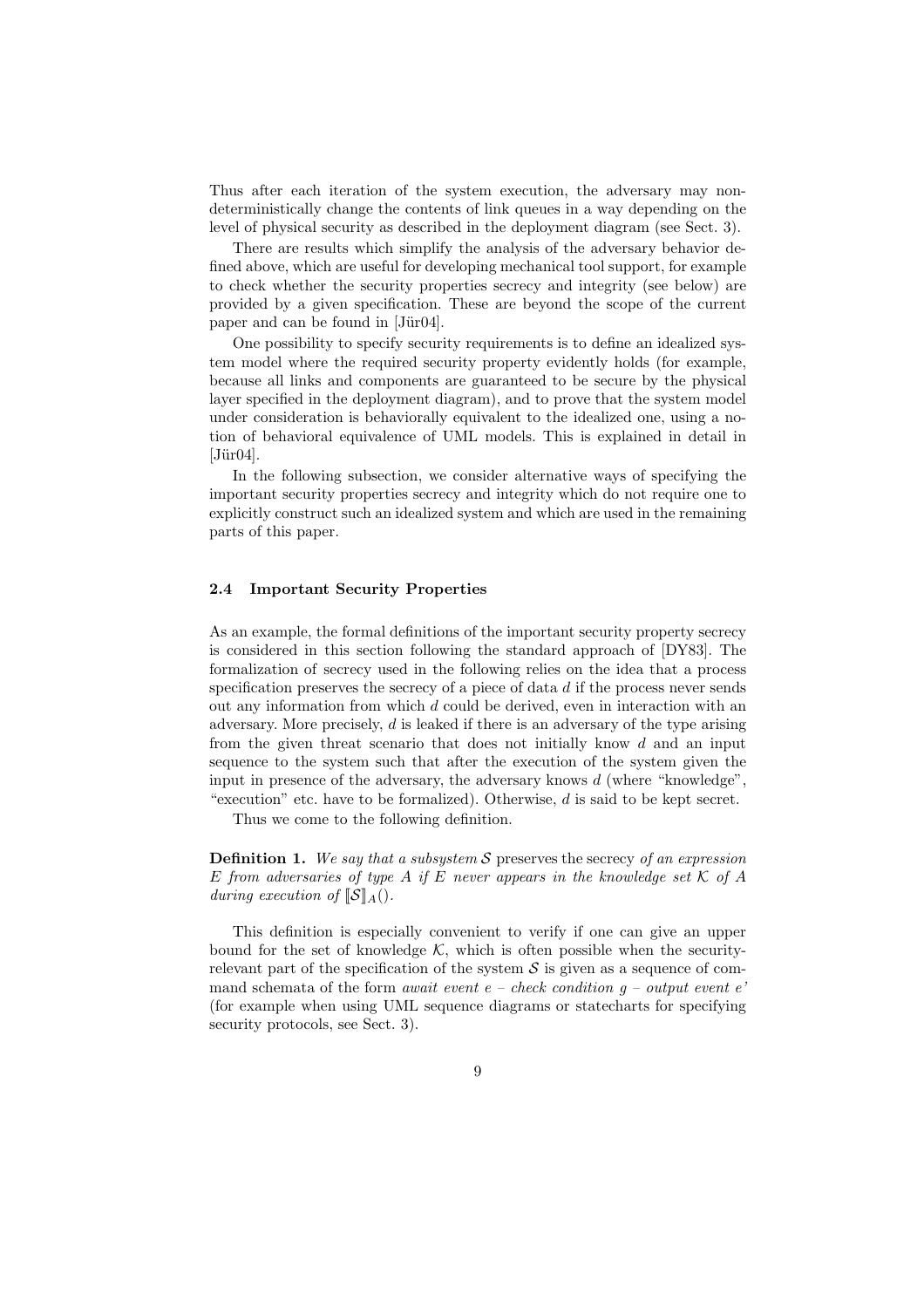Thus after each iteration of the system execution, the adversary may non-deterministically change the contents of link queues in a way depending on the level of physical security as described in the deployment diagram (see Sect. 3).

There are results which simplify the analysis of the adversary behavior defined above, which are useful for developing mechanical tool support, for example to check whether the security properties secrecy and integrity (see below) are provided by a given specification. These are beyond the scope of the current paper and can be found in [Jür04].

One possibility to specify security requirements is to define an idealized system model where the required security property evidently holds (for example, because all links and components are guaranteed to be secure by the physical layer specified in the deployment diagram), and to prove that the system model under consideration is behaviorally equivalent to the idealized one, using a notion of behavioral equivalence of UML models. This is explained in detail in [Jür04].

In the following subsection, we consider alternative ways of specifying the important security properties secrecy and integrity which do not require one to explicitly construct such an idealized system and which are used in the remaining parts of this paper.

### 2.4 Important Security Properties

As an example, the formal definitions of the important security property secrecy is considered in this section following the standard approach of [DY83]. The formalization of secrecy used in the following relies on the idea that a process specification preserves the secrecy of a piece of data $d$ if the process never sends out any information from which $d$ could be derived, even in interaction with an adversary. More precisely, $d$ is leaked if there is an adversary of the type arising from the given threat scenario that does not initially know $d$ and an input sequence to the system such that after the execution of the system given the input in presence of the adversary, the adversary knows $d$ (where "knowledge", "execution" etc. have to be formalized). Otherwise, $d$ is said to be kept secret.

Thus we come to the following definition.

**Definition 1.** *We say that a subsystem* $\mathcal{S}$ preserves the secrecy *of an expression* $E$ *from adversaries of type* $A$ *if* $E$ *never appears in the knowledge set* $\mathcal{K}$ *of* $A$ *during execution of* $[\![\mathcal{S}]\!]_A()$.

This definition is especially convenient to verify if one can give an upper bound for the set of knowledge $\mathcal{K}$, which is often possible when the security-relevant part of the specification of the system $\mathcal{S}$ is given as a sequence of command schemata of the form *await event e – check condition g – output event e'* (for example when using UML sequence diagrams or statecharts for specifying security protocols, see Sect. 3).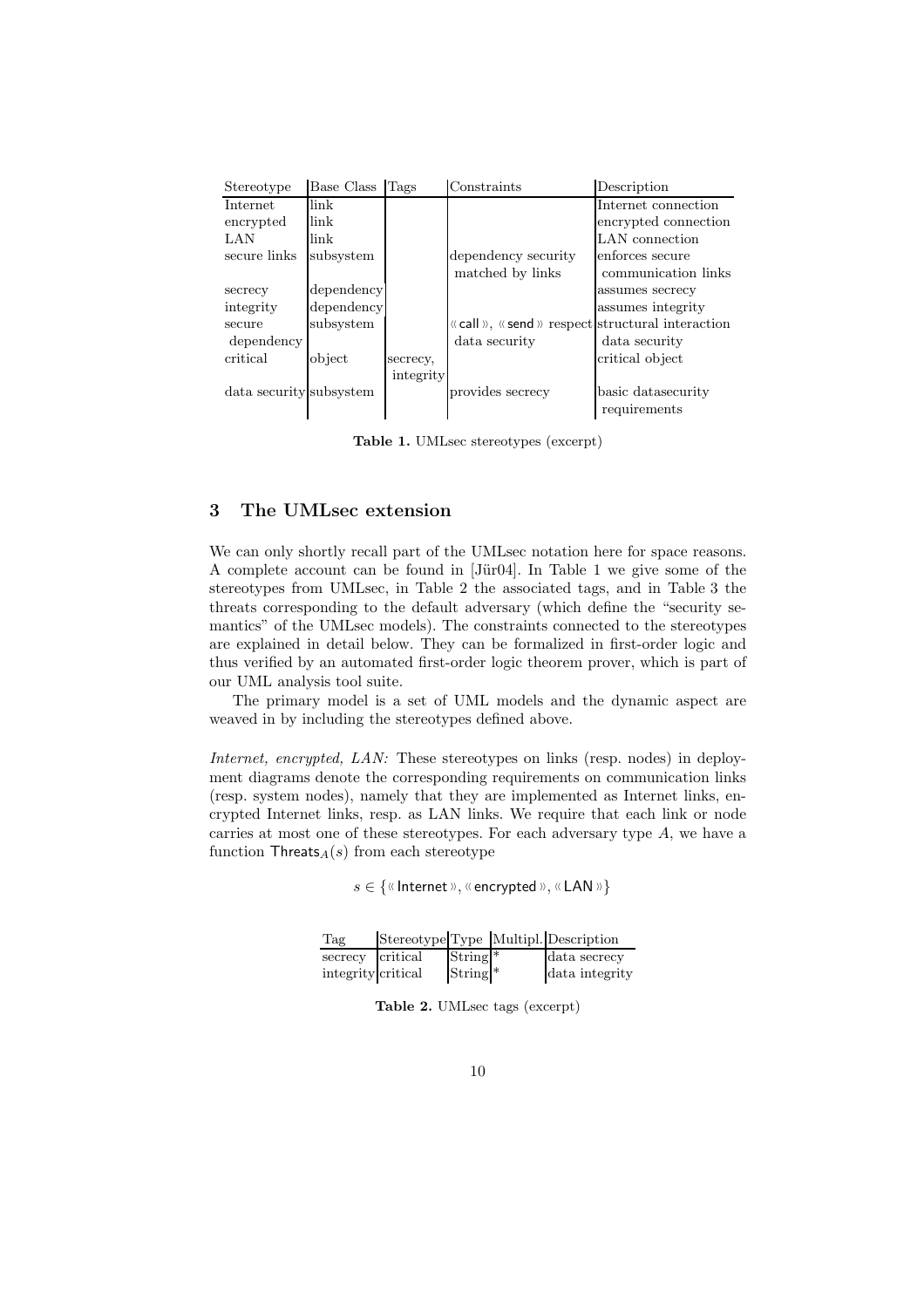| Stereotype | Base Class | Tags | Constraints | Description |
|---|---|---|---|---|
| Internet | link | | | Internet connection |
| encrypted | link | | | encrypted connection |
| LAN | link | | | LAN connection |
| secure links | subsystem | | dependency security matched by links | enforces secure communication links |
| secrecy | dependency | | | assumes secrecy |
| integrity | dependency | | | assumes integrity |
| secure dependency | subsystem | | «call», «send» respect data security | structural interaction data security |
| critical | object | secrecy, integrity | | critical object |
| data security | subsystem | | provides secrecy | basic datasecurity requirements |

**Table 1.** UMLsec stereotypes (excerpt)

## 3 The UMLsec extension

We can only shortly recall part of the UMLsec notation here for space reasons. A complete account can be found in [Jür04]. In Table 1 we give some of the stereotypes from UMLsec, in Table 2 the associated tags, and in Table 3 the threats corresponding to the default adversary (which define the "security semantics" of the UMLsec models). The constraints connected to the stereotypes are explained in detail below. They can be formalized in first-order logic and thus verified by an automated first-order logic theorem prover, which is part of our UML analysis tool suite.

The primary model is a set of UML models and the dynamic aspect are weaved in by including the stereotypes defined above.

*Internet, encrypted, LAN:* These stereotypes on links (resp. nodes) in deployment diagrams denote the corresponding requirements on communication links (resp. system nodes), namely that they are implemented as Internet links, encrypted Internet links, resp. as LAN links. We require that each link or node carries at most one of these stereotypes. For each adversary type $A$, we have a function $\mathsf{Threats}_A(s)$ from each stereotype

$$s \in \{\text{«Internet»}, \text{«encrypted»}, \text{«LAN»}\}$$

| Tag | Stereotype | Type | Multipl. | Description |
|---|---|---|---|---|
| secrecy | critical | String | * | data secrecy |
| integrity | critical | String | * | data integrity |

**Table 2.** UMLsec tags (excerpt)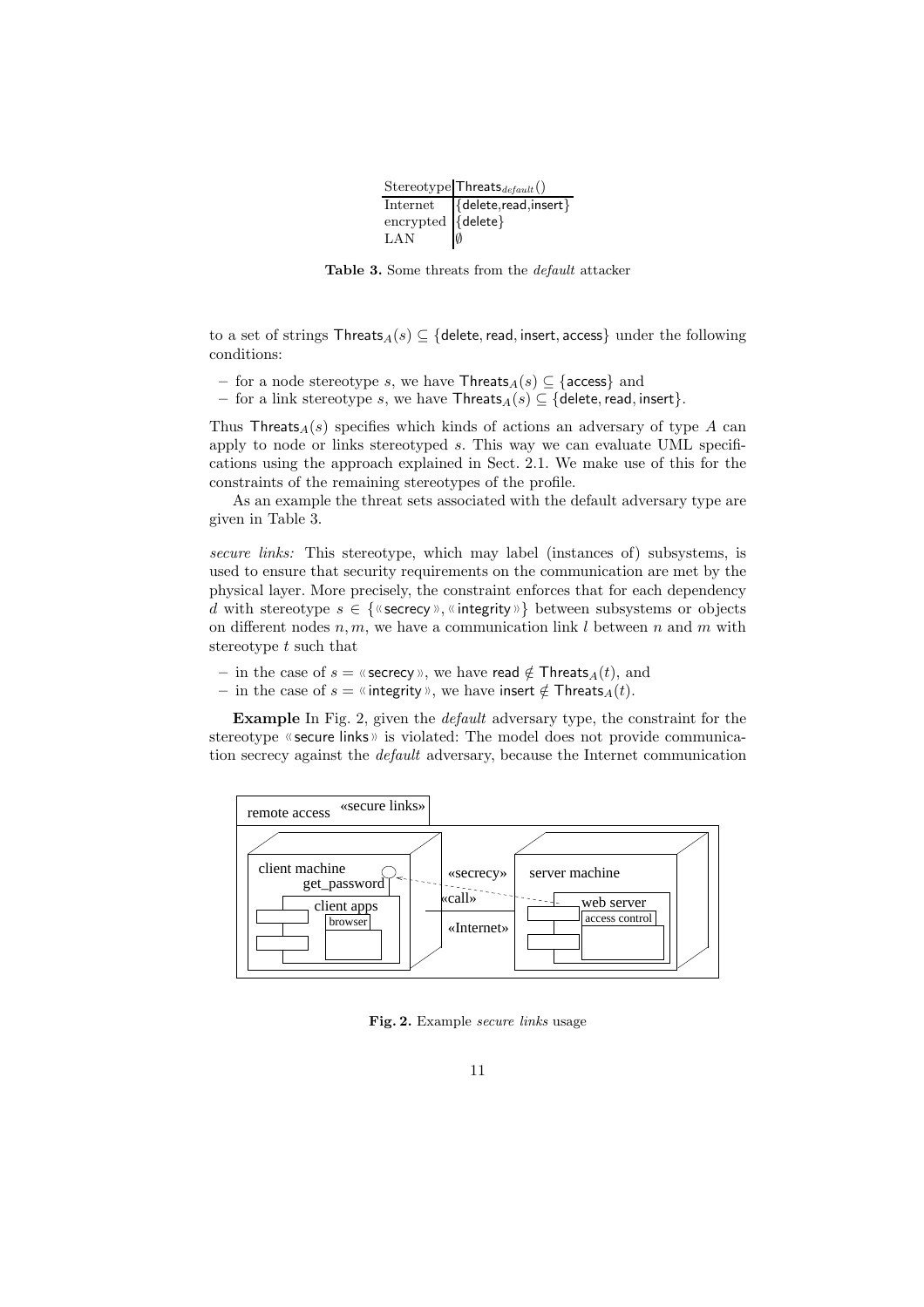| Stereotype | $\mathsf{Threats}_{default}()$ |
|---|---|
| Internet | {delete,read,insert} |
| encrypted | {delete} |
| LAN | $\emptyset$ |

**Table 3.** Some threats from the *default* attacker

to a set of strings $\mathsf{Threats}_A(s) \subseteq \{\mathsf{delete}, \mathsf{read}, \mathsf{insert}, \mathsf{access}\}$ under the following conditions:

- for a node stereotype $s$, we have $\mathsf{Threats}_A(s) \subseteq \{\mathsf{access}\}$ and
- for a link stereotype $s$, we have $\mathsf{Threats}_A(s) \subseteq \{\mathsf{delete}, \mathsf{read}, \mathsf{insert}\}$.

Thus $\mathsf{Threats}_A(s)$ specifies which kinds of actions an adversary of type $A$ can apply to node or links stereotyped $s$. This way we can evaluate UML specifications using the approach explained in Sect. 2.1. We make use of this for the constraints of the remaining stereotypes of the profile.

As an example the threat sets associated with the default adversary type are given in Table 3.

*secure links:* This stereotype, which may label (instances of) subsystems, is used to ensure that security requirements on the communication are met by the physical layer. More precisely, the constraint enforces that for each dependency $d$ with stereotype $s \in \{$«secrecy», «integrity»$\}$ between subsystems or objects on different nodes $n, m$, we have a communication link $l$ between $n$ and $m$ with stereotype $t$ such that

- in the case of $s =$ «secrecy», we have $\mathsf{read} \notin \mathsf{Threats}_A(t)$, and
- in the case of $s =$ «integrity», we have $\mathsf{insert} \notin \mathsf{Threats}_A(t)$.

**Example** In Fig. 2, given the *default* adversary type, the constraint for the stereotype «secure links» is violated: The model does not provide communication secrecy against the *default* adversary, because the Internet communication

remote access «secure links»

client machine

get_password

client apps

browser

«secrecy»

«call»

«Internet»

server machine

web server

access control

**Fig. 2.** Example *secure links* usage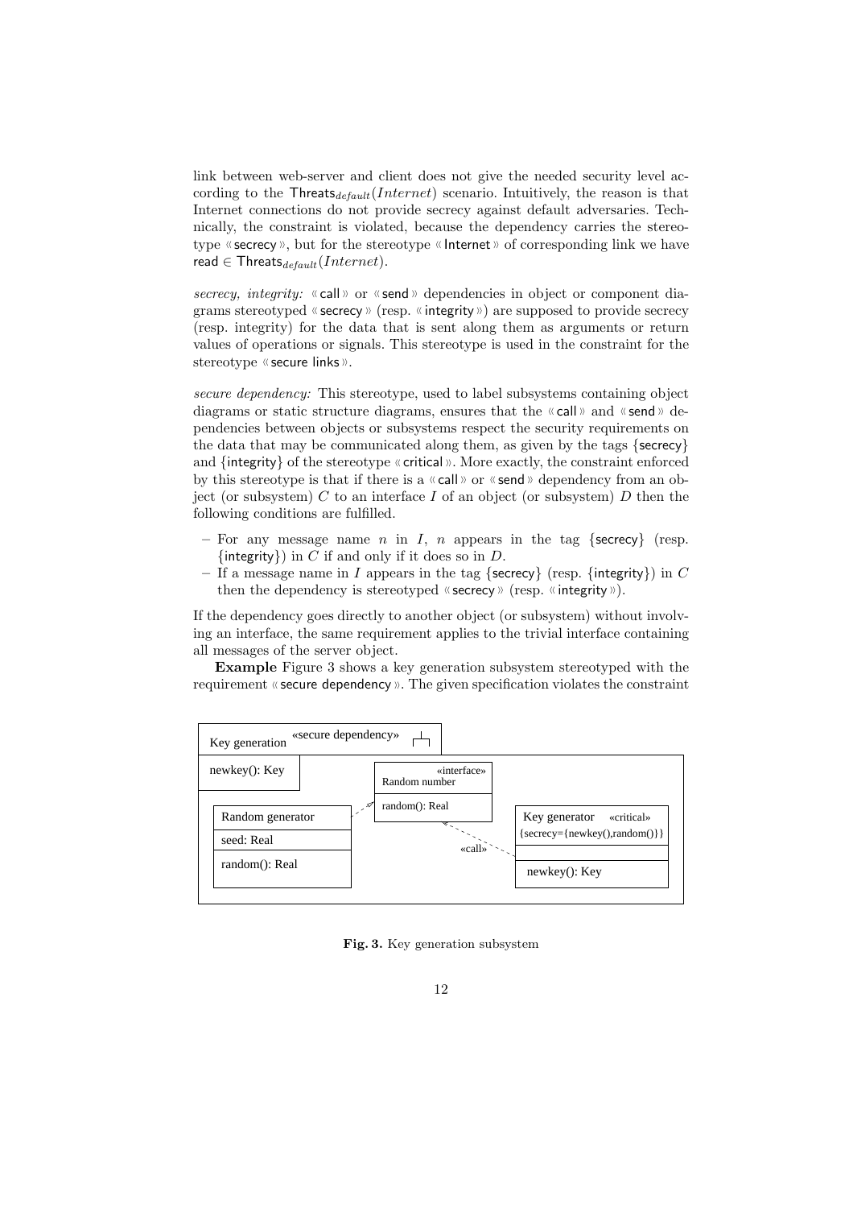link between web-server and client does not give the needed security level according to the $\mathsf{Threats}_{default}(Internet)$ scenario. Intuitively, the reason is that Internet connections do not provide secrecy against default adversaries. Technically, the constraint is violated, because the dependency carries the stereotype «secrecy», but for the stereotype «Internet» of corresponding link we have $\mathsf{read} \in \mathsf{Threats}_{default}(Internet)$.

*secrecy, integrity:* «call» or «send» dependencies in object or component diagrams stereotyped «secrecy» (resp. «integrity») are supposed to provide secrecy (resp. integrity) for the data that is sent along them as arguments or return values of operations or signals. This stereotype is used in the constraint for the stereotype «secure links».

*secure dependency:* This stereotype, used to label subsystems containing object diagrams or static structure diagrams, ensures that the «call» and «send» dependencies between objects or subsystems respect the security requirements on the data that may be communicated along them, as given by the tags {secrecy} and {integrity} of the stereotype «critical». More exactly, the constraint enforced by this stereotype is that if there is a «call» or «send» dependency from an object (or subsystem) $C$ to an interface $I$ of an object (or subsystem) $D$ then the following conditions are fulfilled.

- For any message name $n$ in $I$, $n$ appears in the tag {secrecy} (resp. {integrity}) in $C$ if and only if it does so in $D$.
- If a message name in $I$ appears in the tag {secrecy} (resp. {integrity}) in $C$ then the dependency is stereotyped «secrecy» (resp. «integrity»).

If the dependency goes directly to another object (or subsystem) without involving an interface, the same requirement applies to the trivial interface containing all messages of the server object.

**Example** Figure 3 shows a key generation subsystem stereotyped with the requirement «secure dependency». The given specification violates the constraint

Key generation «secure dependency»

newkey(): Key

Random generator

seed: Real

random(): Real

«interface»
Random number

random(): Real

«call»

Key generator «critical»
{secrecy={newkey(),random()}}

newkey(): Key

**Fig. 3.** Key generation subsystem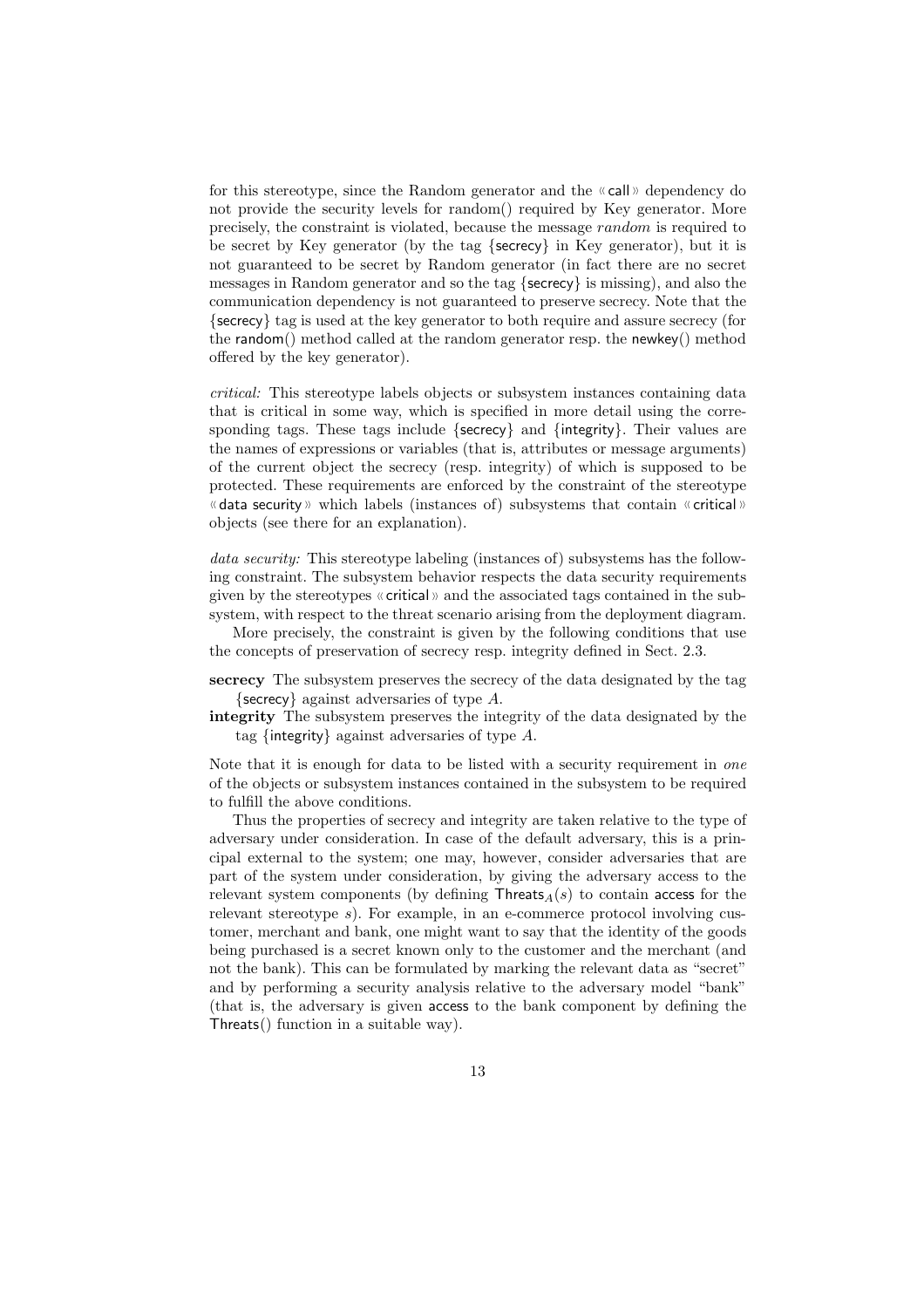for this stereotype, since the Random generator and the «call» dependency do not provide the security levels for random() required by Key generator. More precisely, the constraint is violated, because the message *random* is required to be secret by Key generator (by the tag {secrecy} in Key generator), but it is not guaranteed to be secret by Random generator (in fact there are no secret messages in Random generator and so the tag {secrecy} is missing), and also the communication dependency is not guaranteed to preserve secrecy. Note that the {secrecy} tag is used at the key generator to both require and assure secrecy (for the random() method called at the random generator resp. the newkey() method offered by the key generator).

*critical:* This stereotype labels objects or subsystem instances containing data that is critical in some way, which is specified in more detail using the corresponding tags. These tags include {secrecy} and {integrity}. Their values are the names of expressions or variables (that is, attributes or message arguments) of the current object the secrecy (resp. integrity) of which is supposed to be protected. These requirements are enforced by the constraint of the stereotype «data security» which labels (instances of) subsystems that contain «critical» objects (see there for an explanation).

*data security:* This stereotype labeling (instances of) subsystems has the following constraint. The subsystem behavior respects the data security requirements given by the stereotypes «critical» and the associated tags contained in the subsystem, with respect to the threat scenario arising from the deployment diagram.

More precisely, the constraint is given by the following conditions that use the concepts of preservation of secrecy resp. integrity defined in Sect. 2.3.

**secrecy** The subsystem preserves the secrecy of the data designated by the tag {secrecy} against adversaries of type $A$.

**integrity** The subsystem preserves the integrity of the data designated by the tag {integrity} against adversaries of type $A$.

Note that it is enough for data to be listed with a security requirement in *one* of the objects or subsystem instances contained in the subsystem to be required to fulfill the above conditions.

Thus the properties of secrecy and integrity are taken relative to the type of adversary under consideration. In case of the default adversary, this is a principal external to the system; one may, however, consider adversaries that are part of the system under consideration, by giving the adversary access to the relevant system components (by defining $\mathsf{Threats}_A(s)$ to contain access for the relevant stereotype $s$). For example, in an e-commerce protocol involving customer, merchant and bank, one might want to say that the identity of the goods being purchased is a secret known only to the customer and the merchant (and not the bank). This can be formulated by marking the relevant data as "secret" and by performing a security analysis relative to the adversary model "bank" (that is, the adversary is given access to the bank component by defining the Threats() function in a suitable way).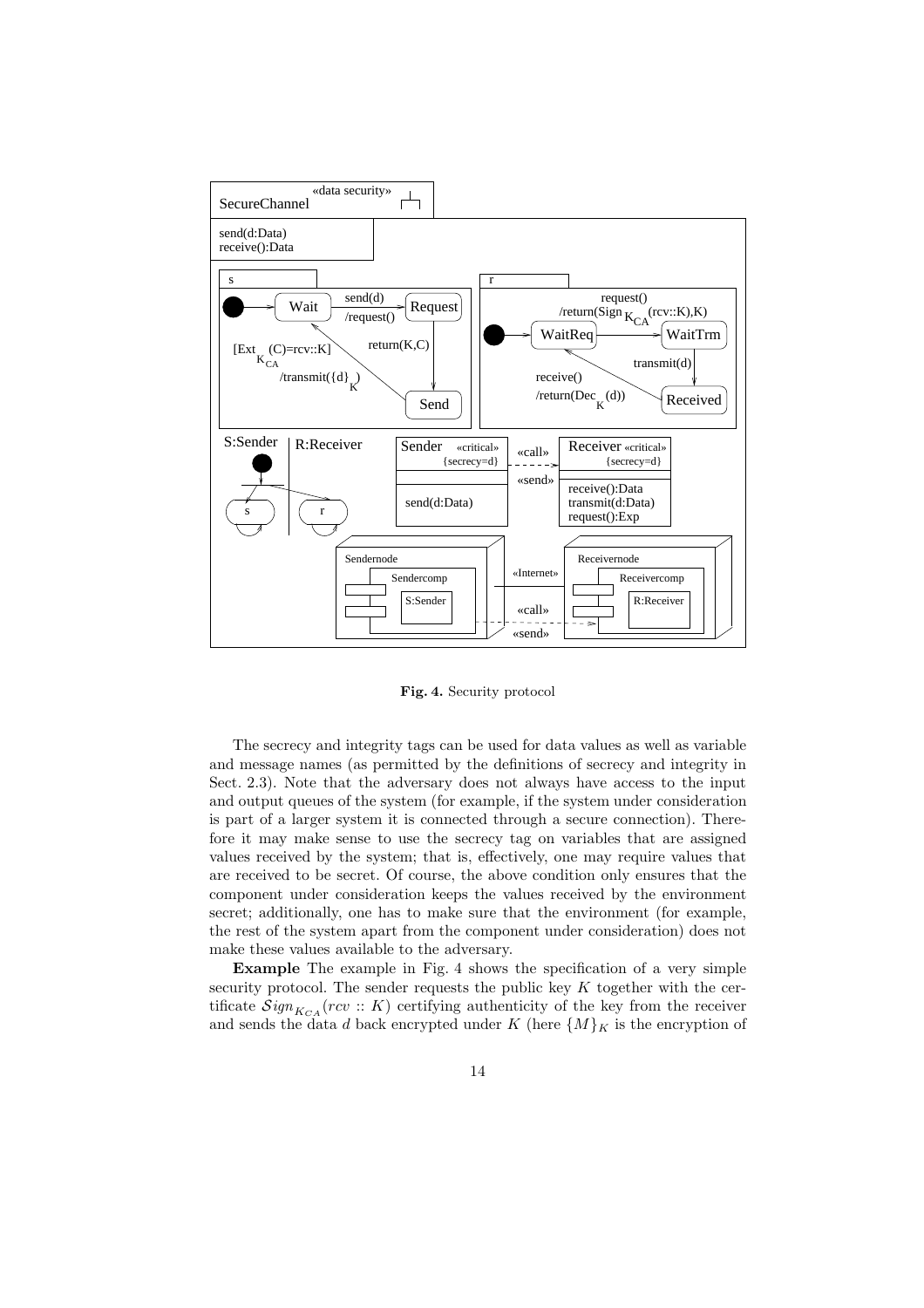SecureChannel «data security»

send(d:Data)
receive():Data

s

Wait — send(d) /request() → Request

Request — return(K,C) → Send

Send — [Ext$_{K_{CA}}$(C)=rcv::K] /transmit({d}$_K$) → Wait

r

WaitReq — request() /return(Sign$_{K_{CA}}$(rcv::K),K) → WaitTrm

WaitTrm — transmit(d) → Received

Received — receive() /return(Dec$_K$(d)) → WaitReq

S:Sender | R:Receiver

s r

Sender «critical» {secrecy=d}

send(d:Data)

«call»
«send»

Receiver «critical» {secrecy=d}

receive():Data
transmit(d:Data)
request():Exp

Sendernode
Sendercomp
S:Sender

«Internet»
«call»
«send»

Receivernode
Receivercomp
R:Receiver

**Fig. 4.** Security protocol

The secrecy and integrity tags can be used for data values as well as variable and message names (as permitted by the definitions of secrecy and integrity in Sect. 2.3). Note that the adversary does not always have access to the input and output queues of the system (for example, if the system under consideration is part of a larger system it is connected through a secure connection). Therefore it may make sense to use the secrecy tag on variables that are assigned values received by the system; that is, effectively, one may require values that are received to be secret. Of course, the above condition only ensures that the component under consideration keeps the values received by the environment secret; additionally, one has to make sure that the environment (for example, the rest of the system apart from the component under consideration) does not make these values available to the adversary.

**Example** The example in Fig. 4 shows the specification of a very simple security protocol. The sender requests the public key $K$ together with the certificate $\mathcal{S}ign_{K_{CA}}(rcv :: K)$ certifying authenticity of the key from the receiver and sends the data $d$ back encrypted under $K$ (here $\{M\}_K$ is the encryption of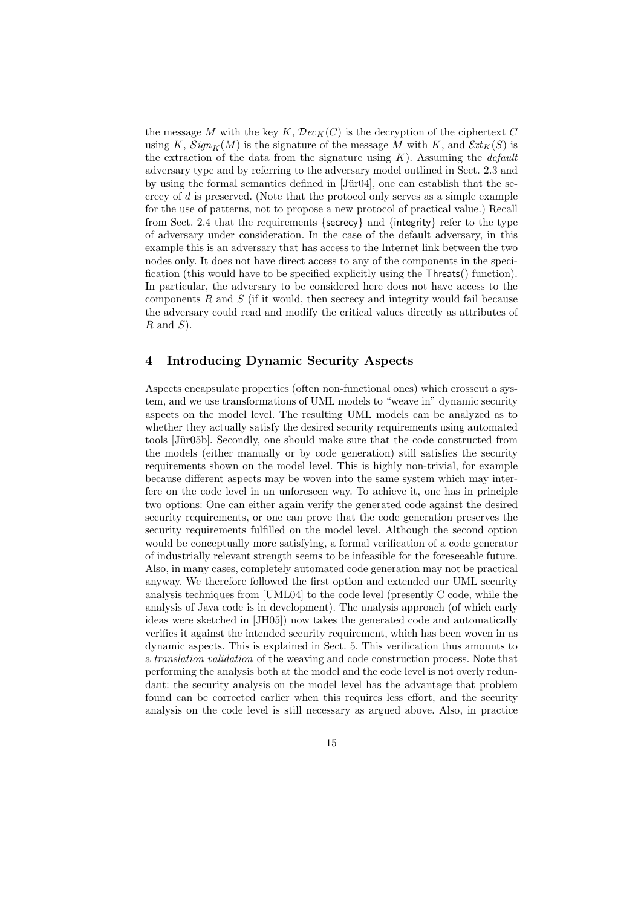the message $M$ with the key $K$, $\mathcal{D}ec_K(C)$ is the decryption of the ciphertext $C$ using $K$, $\mathcal{S}ign_K(M)$ is the signature of the message $M$ with $K$, and $\mathcal{E}xt_K(S)$ is the extraction of the data from the signature using $K$). Assuming the *default* adversary type and by referring to the adversary model outlined in Sect. 2.3 and by using the formal semantics defined in [Jür04], one can establish that the secrecy of $d$ is preserved. (Note that the protocol only serves as a simple example for the use of patterns, not to propose a new protocol of practical value.) Recall from Sect. 2.4 that the requirements {secrecy} and {integrity} refer to the type of adversary under consideration. In the case of the default adversary, in this example this is an adversary that has access to the Internet link between the two nodes only. It does not have direct access to any of the components in the specification (this would have to be specified explicitly using the Threats() function). In particular, the adversary to be considered here does not have access to the components $R$ and $S$ (if it would, then secrecy and integrity would fail because the adversary could read and modify the critical values directly as attributes of $R$ and $S$).

## 4 Introducing Dynamic Security Aspects

Aspects encapsulate properties (often non-functional ones) which crosscut a system, and we use transformations of UML models to "weave in" dynamic security aspects on the model level. The resulting UML models can be analyzed as to whether they actually satisfy the desired security requirements using automated tools [Jür05b]. Secondly, one should make sure that the code constructed from the models (either manually or by code generation) still satisfies the security requirements shown on the model level. This is highly non-trivial, for example because different aspects may be woven into the same system which may interfere on the code level in an unforeseen way. To achieve it, one has in principle two options: One can either again verify the generated code against the desired security requirements, or one can prove that the code generation preserves the security requirements fulfilled on the model level. Although the second option would be conceptually more satisfying, a formal verification of a code generator of industrially relevant strength seems to be infeasible for the foreseeable future. Also, in many cases, completely automated code generation may not be practical anyway. We therefore followed the first option and extended our UML security analysis techniques from [UML04] to the code level (presently C code, while the analysis of Java code is in development). The analysis approach (of which early ideas were sketched in [JH05]) now takes the generated code and automatically verifies it against the intended security requirement, which has been woven in as dynamic aspects. This is explained in Sect. 5. This verification thus amounts to a *translation validation* of the weaving and code construction process. Note that performing the analysis both at the model and the code level is not overly redundant: the security analysis on the model level has the advantage that problem found can be corrected earlier when this requires less effort, and the security analysis on the code level is still necessary as argued above. Also, in practice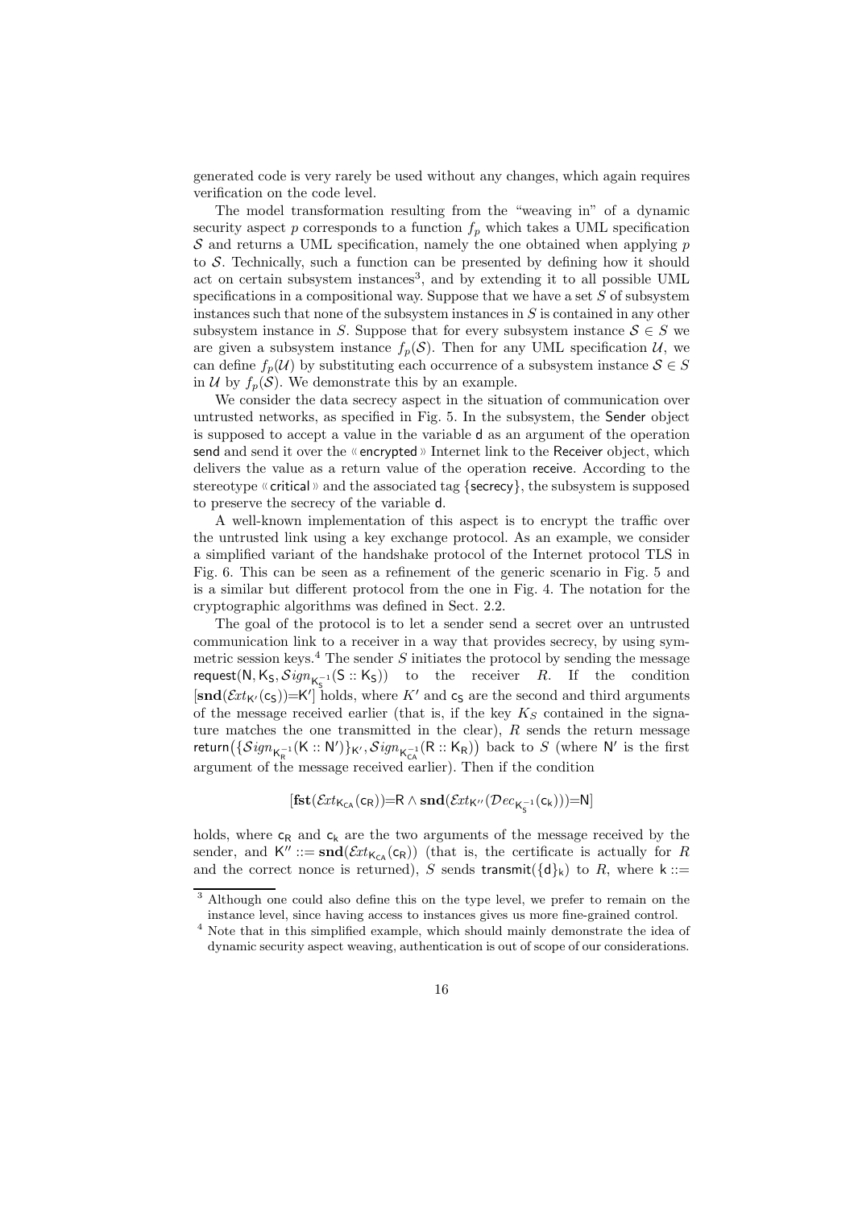generated code is very rarely be used without any changes, which again requires verification on the code level.

The model transformation resulting from the "weaving in" of a dynamic security aspect $p$ corresponds to a function $f_p$ which takes a UML specification $\mathcal{S}$ and returns a UML specification, namely the one obtained when applying $p$ to $\mathcal{S}$. Technically, such a function can be presented by defining how it should act on certain subsystem instances[3], and by extending it to all possible UML specifications in a compositional way. Suppose that we have a set $S$ of subsystem instances such that none of the subsystem instances in $S$ is contained in any other subsystem instance in $S$. Suppose that for every subsystem instance $\mathcal{S} \in S$ we are given a subsystem instance $f_p(\mathcal{S})$. Then for any UML specification $\mathcal{U}$, we can define $f_p(\mathcal{U})$ by substituting each occurrence of a subsystem instance $\mathcal{S} \in S$ in $\mathcal{U}$ by $f_p(\mathcal{S})$. We demonstrate this by an example.

We consider the data secrecy aspect in the situation of communication over untrusted networks, as specified in Fig. 5. In the subsystem, the Sender object is supposed to accept a value in the variable d as an argument of the operation send and send it over the «encrypted» Internet link to the Receiver object, which delivers the value as a return value of the operation receive. According to the stereotype «critical» and the associated tag {secrecy}, the subsystem is supposed to preserve the secrecy of the variable d.

A well-known implementation of this aspect is to encrypt the traffic over the untrusted link using a key exchange protocol. As an example, we consider a simplified variant of the handshake protocol of the Internet protocol TLS in Fig. 6. This can be seen as a refinement of the generic scenario in Fig. 5 and is a similar but different protocol from the one in Fig. 4. The notation for the cryptographic algorithms was defined in Sect. 2.2.

The goal of the protocol is to let a sender send a secret over an untrusted communication link to a receiver in a way that provides secrecy, by using symmetric session keys.[4] The sender $S$ initiates the protocol by sending the message $\mathsf{request}(\mathsf{N}, \mathsf{K_S}, \mathcal{S}ign_{\mathsf{K_S}^{-1}}(\mathsf{S} :: \mathsf{K_S}))$ to the receiver $R$. If the condition $[\mathbf{snd}(\mathcal{E}xt_{\mathsf{K}'}(\mathsf{c_S}))=\mathsf{K}']$ holds, where $K'$ and $\mathsf{c_S}$ are the second and third arguments of the message received earlier (that is, if the key $K_S$ contained in the signature matches the one transmitted in the clear), $R$ sends the return message $\mathsf{return}\big(\{\mathcal{S}ign_{\mathsf{K_R}^{-1}}(\mathsf{K} :: \mathsf{N}')\}_{\mathsf{K}'}, \mathcal{S}ign_{\mathsf{K_{CA}}^{-1}}(\mathsf{R} :: \mathsf{K_R})\big)$ back to $S$ (where $\mathsf{N}'$ is the first argument of the message received earlier). Then if the condition

$$[\mathbf{fst}(\mathcal{E}xt_{\mathsf{K_{CA}}}(\mathsf{c_R}))=\mathsf{R} \wedge \mathbf{snd}(\mathcal{E}xt_{\mathsf{K}''}(\mathcal{D}ec_{\mathsf{K_S}^{-1}}(\mathsf{c_k})))=\mathsf{N}]$$

holds, where $\mathsf{c_R}$ and $\mathsf{c_k}$ are the two arguments of the message received by the sender, and $\mathsf{K}'' ::= \mathbf{snd}(\mathcal{E}xt_{\mathsf{K_{CA}}}(\mathsf{c_R}))$ (that is, the certificate is actually for $R$ and the correct nonce is returned), $S$ sends $\mathsf{transmit}(\{\mathsf{d}\}_\mathsf{k})$ to $R$, where $\mathsf{k} ::=$

[3] Although one could also define this on the type level, we prefer to remain on the instance level, since having access to instances gives us more fine-grained control.

[4] Note that in this simplified example, which should mainly demonstrate the idea of dynamic security aspect weaving, authentication is out of scope of our considerations.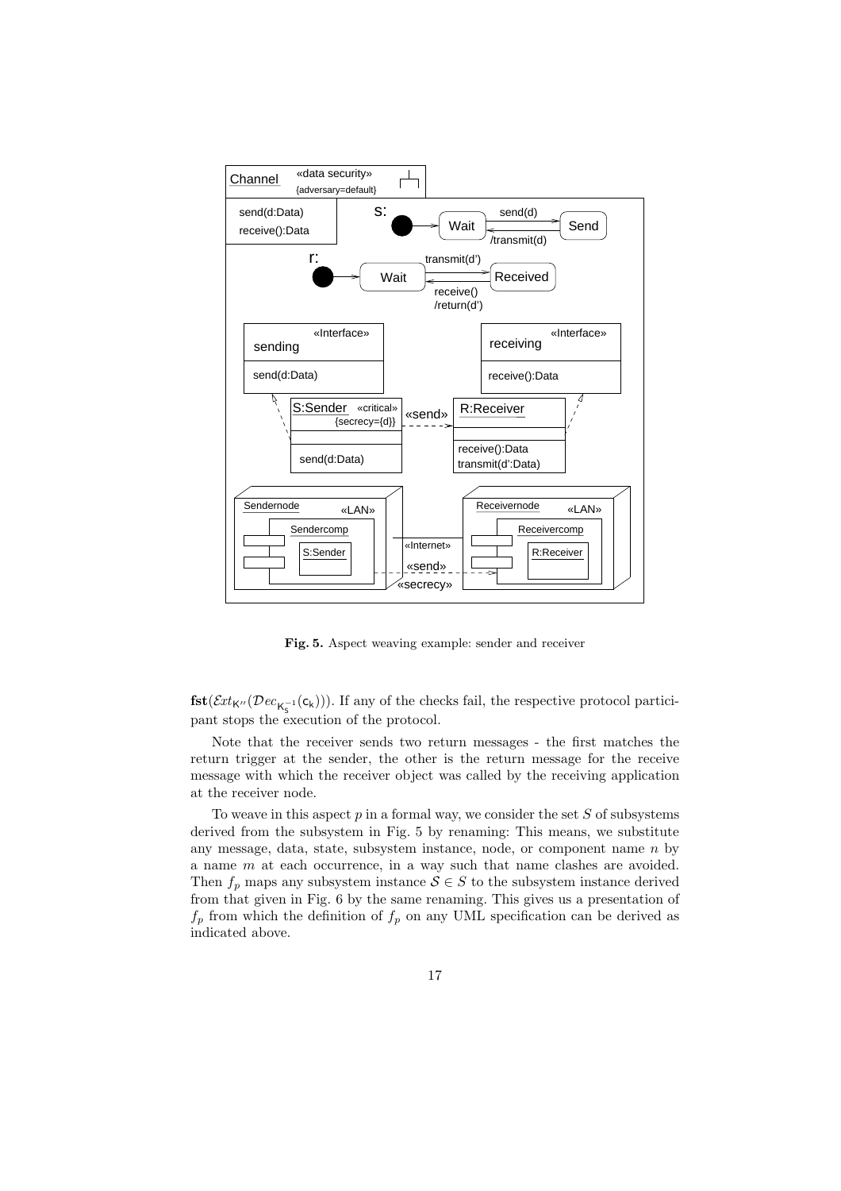Channel «data security» {adversary=default}

send(d:Data)
receive():Data

s: Wait send(d) Send /transmit(d)

r: Wait transmit(d') Received receive() /return(d')

«Interface» sending send(d:Data)

«Interface» receiving receive():Data

S:Sender «critical» {secrecy={d}} send(d:Data)

«send»

R:Receiver receive():Data transmit(d':Data)

Sendernode «LAN» Sendercomp S:Sender

Receivernode «LAN» Receivercomp R:Receiver

«Internet»
«send»
«secrecy»

**Fig. 5.** Aspect weaving example: sender and receiver

$\mathbf{fst}(\mathcal{E}xt_{\mathsf{K}''}(\mathcal{D}ec_{\mathsf{K}_\mathsf{S}^{-1}}(\mathsf{c}_\mathsf{k})))$. If any of the checks fail, the respective protocol participant stops the execution of the protocol.

Note that the receiver sends two return messages - the first matches the return trigger at the sender, the other is the return message for the receive message with which the receiver object was called by the receiving application at the receiver node.

To weave in this aspect $p$ in a formal way, we consider the set $S$ of subsystems derived from the subsystem in Fig. 5 by renaming: This means, we substitute any message, data, state, subsystem instance, node, or component name $n$ by a name $m$ at each occurrence, in a way such that name clashes are avoided. Then $f_p$ maps any subsystem instance $\mathcal{S} \in S$ to the subsystem instance derived from that given in Fig. 6 by the same renaming. This gives us a presentation of $f_p$ from which the definition of $f_p$ on any UML specification can be derived as indicated above.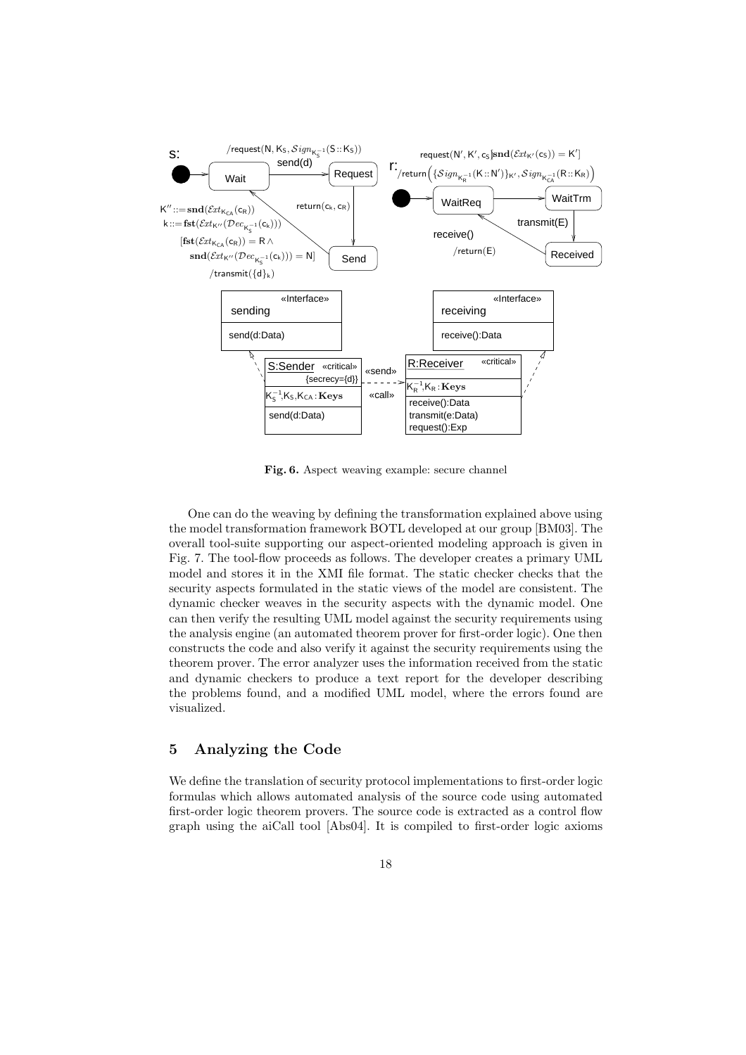Fig. 6. Aspect weaving example: secure channel

One can do the weaving by defining the transformation explained above using the model transformation framework BOTL developed at our group [BM03]. The overall tool-suite supporting our aspect-oriented modeling approach is given in Fig. 7. The tool-flow proceeds as follows. The developer creates a primary UML model and stores it in the XMI file format. The static checker checks that the security aspects formulated in the static views of the model are consistent. The dynamic checker weaves in the security aspects with the dynamic model. One can then verify the resulting UML model against the security requirements using the analysis engine (an automated theorem prover for first-order logic). One then constructs the code and also verify it against the security requirements using the theorem prover. The error analyzer uses the information received from the static and dynamic checkers to produce a text report for the developer describing the problems found, and a modified UML model, where the errors found are visualized.

## 5 Analyzing the Code

We define the translation of security protocol implementations to first-order logic formulas which allows automated analysis of the source code using automated first-order logic theorem provers. The source code is extracted as a control flow graph using the aiCall tool [Abs04]. It is compiled to first-order logic axioms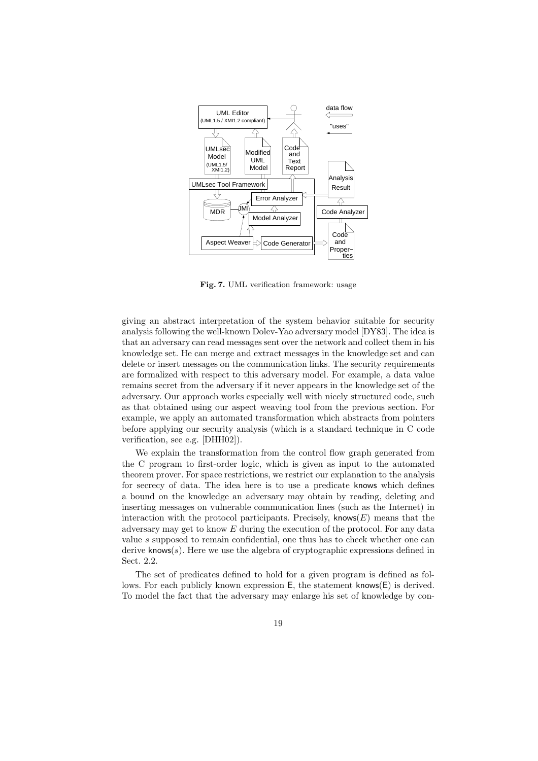**Fig. 7.** UML verification framework: usage

giving an abstract interpretation of the system behavior suitable for security analysis following the well-known Dolev-Yao adversary model [DY83]. The idea is that an adversary can read messages sent over the network and collect them in his knowledge set. He can merge and extract messages in the knowledge set and can delete or insert messages on the communication links. The security requirements are formalized with respect to this adversary model. For example, a data value remains secret from the adversary if it never appears in the knowledge set of the adversary. Our approach works especially well with nicely structured code, such as that obtained using our aspect weaving tool from the previous section. For example, we apply an automated transformation which abstracts from pointers before applying our security analysis (which is a standard technique in C code verification, see e.g. [DHH02]).

We explain the transformation from the control flow graph generated from the C program to first-order logic, which is given as input to the automated theorem prover. For space restrictions, we restrict our explanation to the analysis for secrecy of data. The idea here is to use a predicate knows which defines a bound on the knowledge an adversary may obtain by reading, deleting and inserting messages on vulnerable communication lines (such as the Internet) in interaction with the protocol participants. Precisely, $\mathsf{knows}(E)$ means that the adversary may get to know $E$ during the execution of the protocol. For any data value $s$ supposed to remain confidential, one thus has to check whether one can derive $\mathsf{knows}(s)$. Here we use the algebra of cryptographic expressions defined in Sect. 2.2.

The set of predicates defined to hold for a given program is defined as follows. For each publicly known expression $\mathsf{E}$, the statement $\mathsf{knows}(\mathsf{E})$ is derived. To model the fact that the adversary may enlarge his set of knowledge by con-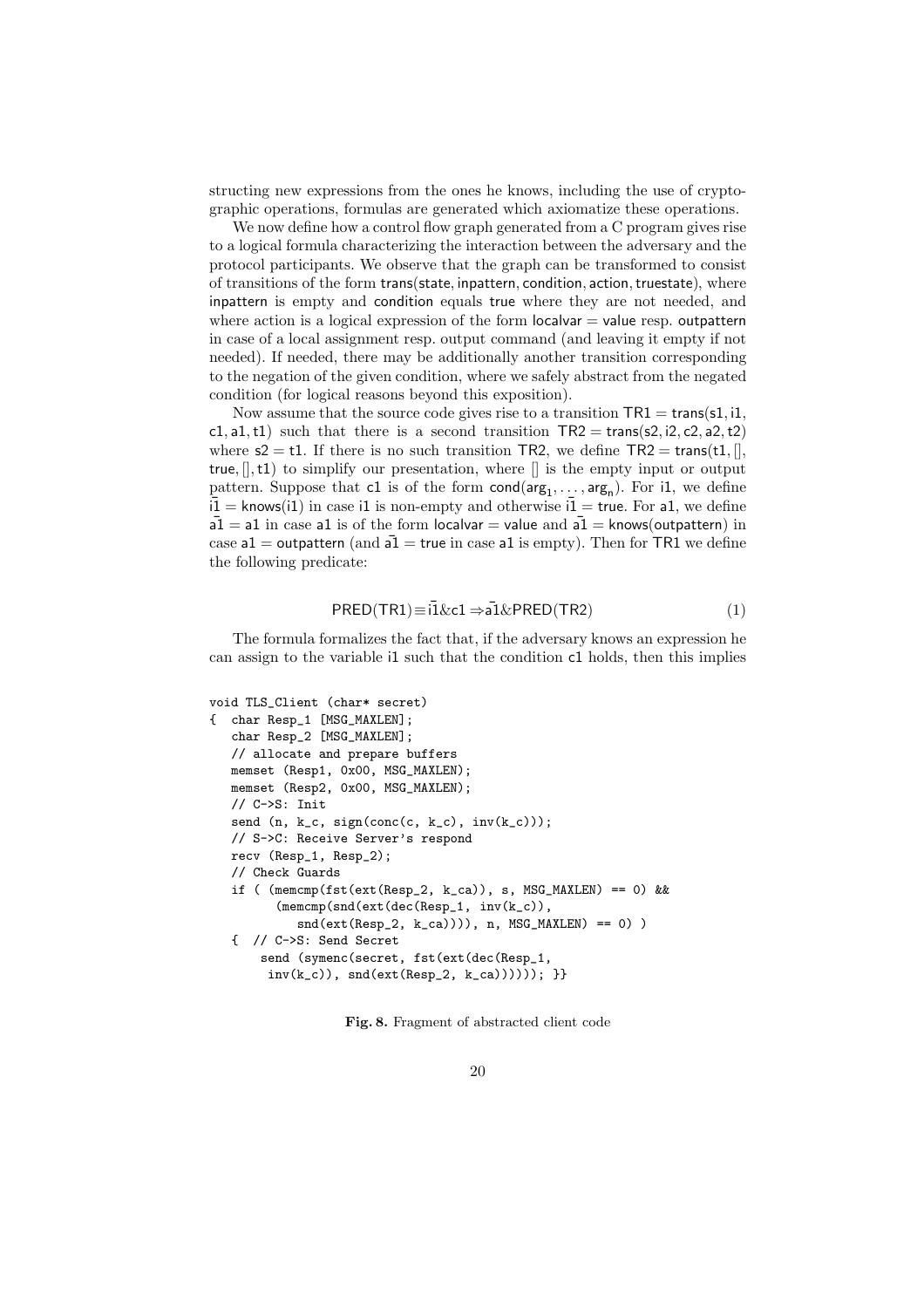structing new expressions from the ones he knows, including the use of cryptographic operations, formulas are generated which axiomatize these operations.

We now define how a control flow graph generated from a C program gives rise to a logical formula characterizing the interaction between the adversary and the protocol participants. We observe that the graph can be transformed to consist of transitions of the form trans(state, inpattern, condition, action, truestate), where inpattern is empty and condition equals true where they are not needed, and where action is a logical expression of the form localvar = value resp. outpattern in case of a local assignment resp. output command (and leaving it empty if not needed). If needed, there may be additionally another transition corresponding to the negation of the given condition, where we safely abstract from the negated condition (for logical reasons beyond this exposition).

Now assume that the source code gives rise to a transition $\mathsf{TR1} = \mathsf{trans}(\mathsf{s1}, \mathsf{i1}, \mathsf{c1}, \mathsf{a1}, \mathsf{t1})$ such that there is a second transition $\mathsf{TR2} = \mathsf{trans}(\mathsf{s2}, \mathsf{i2}, \mathsf{c2}, \mathsf{a2}, \mathsf{t2})$ where $\mathsf{s2} = \mathsf{t1}$. If there is no such transition TR2, we define $\mathsf{TR2} = \mathsf{trans}(\mathsf{t1}, [], \mathsf{true}, [], \mathsf{t1})$ to simplify our presentation, where $[]$ is the empty input or output pattern. Suppose that c1 is of the form $\mathsf{cond}(\mathsf{arg}_1, \dots, \mathsf{arg}_n)$. For i1, we define $\bar{\mathsf{i1}} = \mathsf{knows}(\mathsf{i1})$ in case i1 is non-empty and otherwise $\bar{\mathsf{i1}} = \mathsf{true}$. For a1, we define $\bar{\mathsf{a1}} = \mathsf{a1}$ in case a1 is of the form localvar = value and $\bar{\mathsf{a1}} = \mathsf{knows}(\mathsf{outpattern})$ in case $\mathsf{a1} = \mathsf{outpattern}$ (and $\bar{\mathsf{a1}} = \mathsf{true}$ in case a1 is empty). Then for TR1 we define the following predicate:

$$\mathsf{PRED}(\mathsf{TR1}) \equiv \bar{\mathsf{i1}} \& \mathsf{c1} \Rightarrow \bar{\mathsf{a1}} \& \mathsf{PRED}(\mathsf{TR2}) \tag{1}$$

The formula formalizes the fact that, if the adversary knows an expression he can assign to the variable i1 such that the condition c1 holds, then this implies

```
void TLS_Client (char* secret)
{  char Resp_1 [MSG_MAXLEN];
   char Resp_2 [MSG_MAXLEN];
   // allocate and prepare buffers
   memset (Resp1, 0x00, MSG_MAXLEN);
   memset (Resp2, 0x00, MSG_MAXLEN);
   // C->S: Init
   send (n, k_c, sign(conc(c, k_c), inv(k_c)));
   // S->C: Receive Server's respond
   recv (Resp_1, Resp_2);
   // Check Guards
   if ( (memcmp(fst(ext(Resp_2, k_ca)), s, MSG_MAXLEN) == 0) &&
        (memcmp(snd(ext(dec(Resp_1, inv(k_c)),
           snd(ext(Resp_2, k_ca)))), n, MSG_MAXLEN) == 0) )
   {  // C->S: Send Secret
      send (symenc(secret, fst(ext(dec(Resp_1,
       inv(k_c)), snd(ext(Resp_2, k_ca)))))); }}
```

**Fig. 8.** Fragment of abstracted client code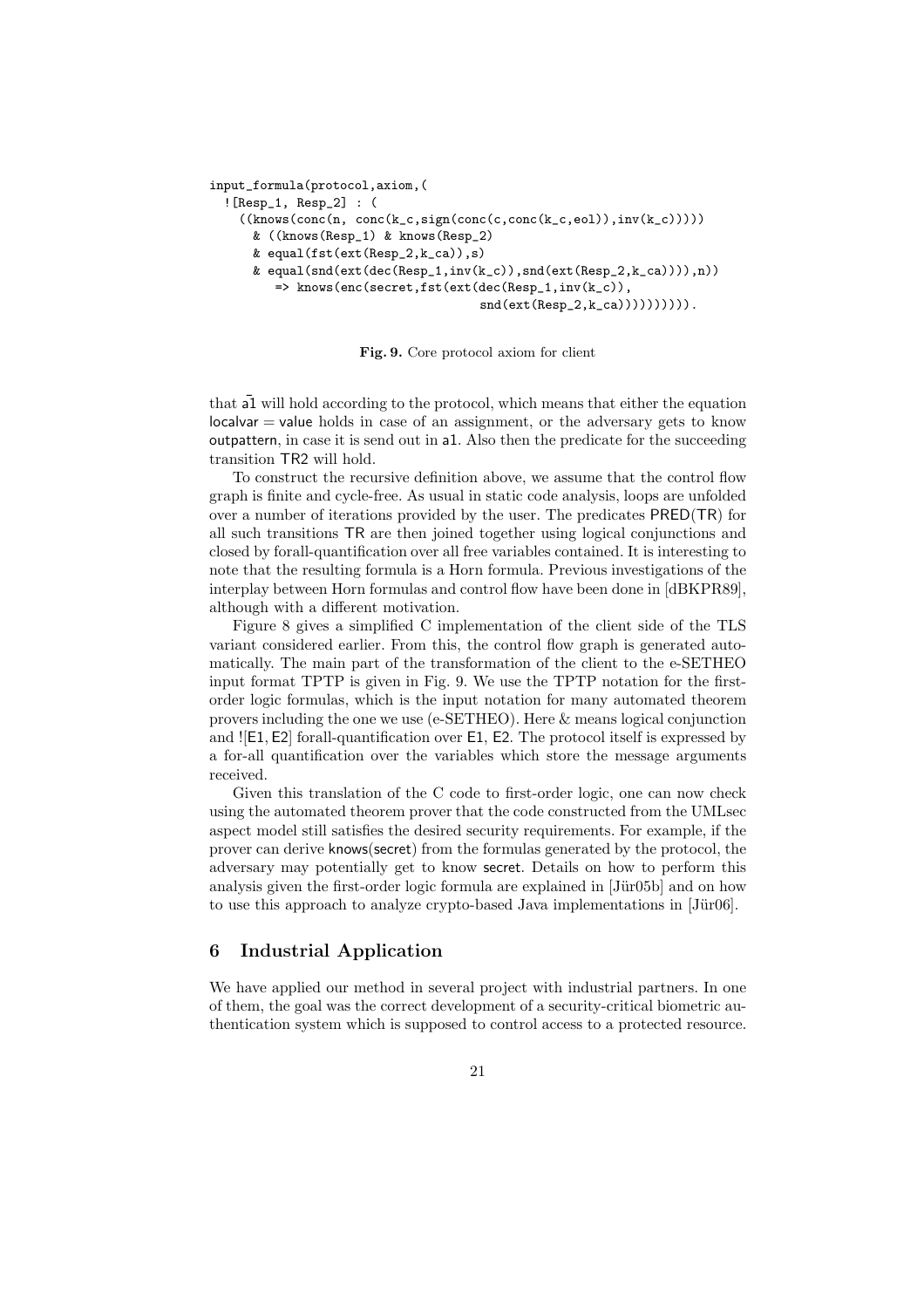```
input_formula(protocol,axiom,(
  ![Resp_1, Resp_2] : (
    ((knows(conc(n, conc(k_c,sign(conc(c,conc(k_c,eol)),inv(k_c)))))
      & ((knows(Resp_1) & knows(Resp_2)
      & equal(fst(ext(Resp_2,k_ca)),s)
      & equal(snd(ext(dec(Resp_1,inv(k_c)),snd(ext(Resp_2,k_ca)))),n))
         => knows(enc(secret,fst(ext(dec(Resp_1,inv(k_c)),
                                  snd(ext(Resp_2,k_ca)))))))))).
```

**Fig. 9.** Core protocol axiom for client

that $\bar{\mathsf{a1}}$ will hold according to the protocol, which means that either the equation localvar = value holds in case of an assignment, or the adversary gets to know outpattern, in case it is send out in a1. Also then the predicate for the succeeding transition TR2 will hold.

To construct the recursive definition above, we assume that the control flow graph is finite and cycle-free. As usual in static code analysis, loops are unfolded over a number of iterations provided by the user. The predicates PRED(TR) for all such transitions TR are then joined together using logical conjunctions and closed by forall-quantification over all free variables contained. It is interesting to note that the resulting formula is a Horn formula. Previous investigations of the interplay between Horn formulas and control flow have been done in [dBKPR89], although with a different motivation.

Figure 8 gives a simplified C implementation of the client side of the TLS variant considered earlier. From this, the control flow graph is generated automatically. The main part of the transformation of the client to the e-SETHEO input format TPTP is given in Fig. 9. We use the TPTP notation for the first-order logic formulas, which is the input notation for many automated theorem provers including the one we use (e-SETHEO). Here & means logical conjunction and ![E1, E2] forall-quantification over E1, E2. The protocol itself is expressed by a for-all quantification over the variables which store the message arguments received.

Given this translation of the C code to first-order logic, one can now check using the automated theorem prover that the code constructed from the UMLsec aspect model still satisfies the desired security requirements. For example, if the prover can derive knows(secret) from the formulas generated by the protocol, the adversary may potentially get to know secret. Details on how to perform this analysis given the first-order logic formula are explained in [Jür05b] and on how to use this approach to analyze crypto-based Java implementations in [Jür06].

## 6 Industrial Application

We have applied our method in several project with industrial partners. In one of them, the goal was the correct development of a security-critical biometric authentication system which is supposed to control access to a protected resource.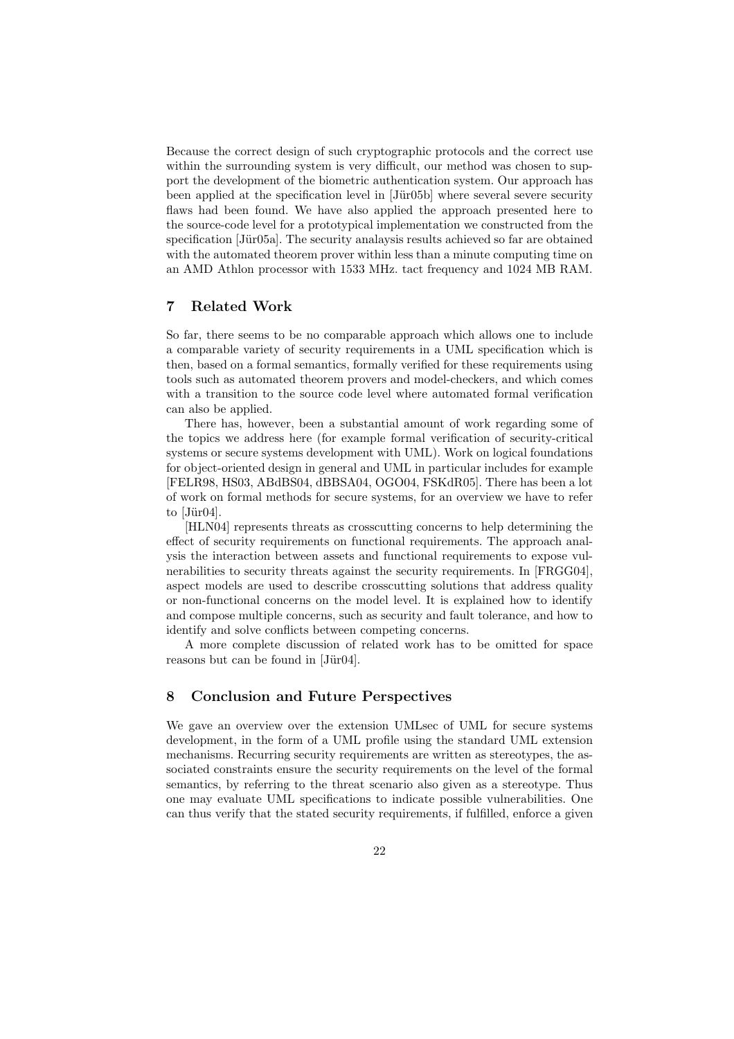Because the correct design of such cryptographic protocols and the correct use within the surrounding system is very difficult, our method was chosen to support the development of the biometric authentication system. Our approach has been applied at the specification level in [Jür05b] where several severe security flaws had been found. We have also applied the approach presented here to the source-code level for a prototypical implementation we constructed from the specification [Jür05a]. The security analaysis results achieved so far are obtained with the automated theorem prover within less than a minute computing time on an AMD Athlon processor with 1533 MHz. tact frequency and 1024 MB RAM.

## 7 Related Work

So far, there seems to be no comparable approach which allows one to include a comparable variety of security requirements in a UML specification which is then, based on a formal semantics, formally verified for these requirements using tools such as automated theorem provers and model-checkers, and which comes with a transition to the source code level where automated formal verification can also be applied.

There has, however, been a substantial amount of work regarding some of the topics we address here (for example formal verification of security-critical systems or secure systems development with UML). Work on logical foundations for object-oriented design in general and UML in particular includes for example [FELR98, HS03, ABdBS04, dBBSA04, OGO04, FSKdR05]. There has been a lot of work on formal methods for secure systems, for an overview we have to refer to [Jür04].

[HLN04] represents threats as crosscutting concerns to help determining the effect of security requirements on functional requirements. The approach analysis the interaction between assets and functional requirements to expose vulnerabilities to security threats against the security requirements. In [FRGG04], aspect models are used to describe crosscutting solutions that address quality or non-functional concerns on the model level. It is explained how to identify and compose multiple concerns, such as security and fault tolerance, and how to identify and solve conflicts between competing concerns.

A more complete discussion of related work has to be omitted for space reasons but can be found in [Jür04].

## 8 Conclusion and Future Perspectives

We gave an overview over the extension UMLsec of UML for secure systems development, in the form of a UML profile using the standard UML extension mechanisms. Recurring security requirements are written as stereotypes, the associated constraints ensure the security requirements on the level of the formal semantics, by referring to the threat scenario also given as a stereotype. Thus one may evaluate UML specifications to indicate possible vulnerabilities. One can thus verify that the stated security requirements, if fulfilled, enforce a given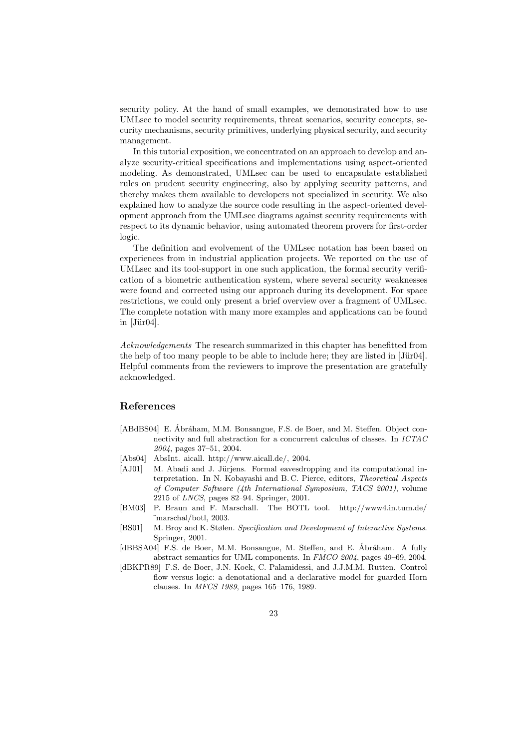security policy. At the hand of small examples, we demonstrated how to use UMLsec to model security requirements, threat scenarios, security concepts, security mechanisms, security primitives, underlying physical security, and security management.

In this tutorial exposition, we concentrated on an approach to develop and analyze security-critical specifications and implementations using aspect-oriented modeling. As demonstrated, UMLsec can be used to encapsulate established rules on prudent security engineering, also by applying security patterns, and thereby makes them available to developers not specialized in security. We also explained how to analyze the source code resulting in the aspect-oriented development approach from the UMLsec diagrams against security requirements with respect to its dynamic behavior, using automated theorem provers for first-order logic.

The definition and evolvement of the UMLsec notation has been based on experiences from in industrial application projects. We reported on the use of UMLsec and its tool-support in one such application, the formal security verification of a biometric authentication system, where several security weaknesses were found and corrected using our approach during its development. For space restrictions, we could only present a brief overview over a fragment of UMLsec. The complete notation with many more examples and applications can be found in [Jür04].

*Acknowledgements* The research summarized in this chapter has benefitted from the help of too many people to be able to include here; they are listed in [Jür04]. Helpful comments from the reviewers to improve the presentation are gratefully acknowledged.

## References

- [ABdBS04] E. Ábráham, M.M. Bonsangue, F.S. de Boer, and M. Steffen. Object connectivity and full abstraction for a concurrent calculus of classes. In *ICTAC 2004*, pages 37–51, 2004.
- [Abs04] AbsInt. aicall. http://www.aicall.de/, 2004.
- [AJ01] M. Abadi and J. Jürjens. Formal eavesdropping and its computational interpretation. In N. Kobayashi and B. C. Pierce, editors, *Theoretical Aspects of Computer Software (4th International Symposium, TACS 2001)*, volume 2215 of *LNCS*, pages 82–94. Springer, 2001.
- [BM03] P. Braun and F. Marschall. The BOTL tool. http://www4.in.tum.de/~marschal/botl, 2003.
- [BS01] M. Broy and K. Stølen. *Specification and Development of Interactive Systems*. Springer, 2001.
- [dBBSA04] F.S. de Boer, M.M. Bonsangue, M. Steffen, and E. Ábráham. A fully abstract semantics for UML components. In *FMCO 2004*, pages 49–69, 2004.
- [dBKPR89] F.S. de Boer, J.N. Koek, C. Palamidessi, and J.J.M.M. Rutten. Control flow versus logic: a denotational and a declarative model for guarded Horn clauses. In *MFCS 1989*, pages 165–176, 1989.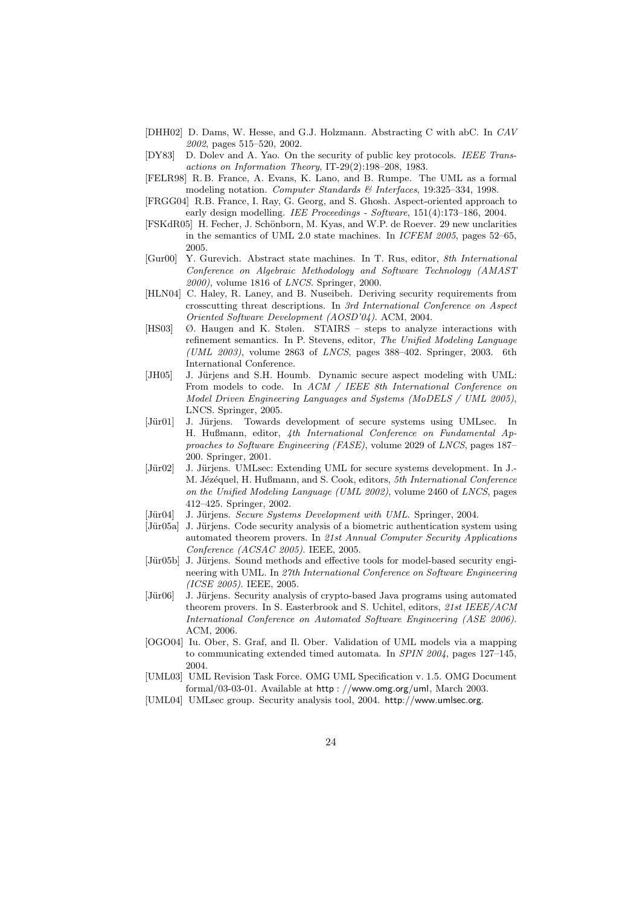[DHH02] D. Dams, W. Hesse, and G.J. Holzmann. Abstracting C with abC. In *CAV 2002*, pages 515–520, 2002.

[DY83] D. Dolev and A. Yao. On the security of public key protocols. *IEEE Transactions on Information Theory*, IT-29(2):198–208, 1983.

[FELR98] R. B. France, A. Evans, K. Lano, and B. Rumpe. The UML as a formal modeling notation. *Computer Standards & Interfaces*, 19:325–334, 1998.

[FRGG04] R.B. France, I. Ray, G. Georg, and S. Ghosh. Aspect-oriented approach to early design modelling. *IEE Proceedings - Software*, 151(4):173–186, 2004.

[FSKdR05] H. Fecher, J. Schönborn, M. Kyas, and W.P. de Roever. 29 new unclarities in the semantics of UML 2.0 state machines. In *ICFEM 2005*, pages 52–65, 2005.

[Gur00] Y. Gurevich. Abstract state machines. In T. Rus, editor, *8th International Conference on Algebraic Methodology and Software Technology (AMAST 2000)*, volume 1816 of *LNCS*. Springer, 2000.

[HLN04] C. Haley, R. Laney, and B. Nuseibeh. Deriving security requirements from crosscutting threat descriptions. In *3rd International Conference on Aspect Oriented Software Development (AOSD'04)*. ACM, 2004.

[HS03] Ø. Haugen and K. Stølen. STAIRS – steps to analyze interactions with refinement semantics. In P. Stevens, editor, *The Unified Modeling Language (UML 2003)*, volume 2863 of *LNCS*, pages 388–402. Springer, 2003. 6th International Conference.

[JH05] J. Jürjens and S.H. Houmb. Dynamic secure aspect modeling with UML: From models to code. In *ACM / IEEE 8th International Conference on Model Driven Engineering Languages and Systems (MoDELS / UML 2005)*, LNCS. Springer, 2005.

[Jür01] J. Jürjens. Towards development of secure systems using UMLsec. In H. Hußmann, editor, *4th International Conference on Fundamental Approaches to Software Engineering (FASE)*, volume 2029 of *LNCS*, pages 187–200. Springer, 2001.

[Jür02] J. Jürjens. UMLsec: Extending UML for secure systems development. In J.-M. Jézéquel, H. Hußmann, and S. Cook, editors, *5th International Conference on the Unified Modeling Language (UML 2002)*, volume 2460 of *LNCS*, pages 412–425. Springer, 2002.

[Jür04] J. Jürjens. *Secure Systems Development with UML*. Springer, 2004.

[Jür05a] J. Jürjens. Code security analysis of a biometric authentication system using automated theorem provers. In *21st Annual Computer Security Applications Conference (ACSAC 2005)*. IEEE, 2005.

[Jür05b] J. Jürjens. Sound methods and effective tools for model-based security engineering with UML. In *27th International Conference on Software Engineering (ICSE 2005)*. IEEE, 2005.

[Jür06] J. Jürjens. Security analysis of crypto-based Java programs using automated theorem provers. In S. Easterbrook and S. Uchitel, editors, *21st IEEE/ACM International Conference on Automated Software Engineering (ASE 2006)*. ACM, 2006.

[OGO04] Iu. Ober, S. Graf, and Il. Ober. Validation of UML models via a mapping to communicating extended timed automata. In *SPIN 2004*, pages 127–145, 2004.

[UML03] UML Revision Task Force. OMG UML Specification v. 1.5. OMG Document formal/03-03-01. Available at http : //www.omg.org/uml, March 2003.

[UML04] UMLsec group. Security analysis tool, 2004. http://www.umlsec.org.